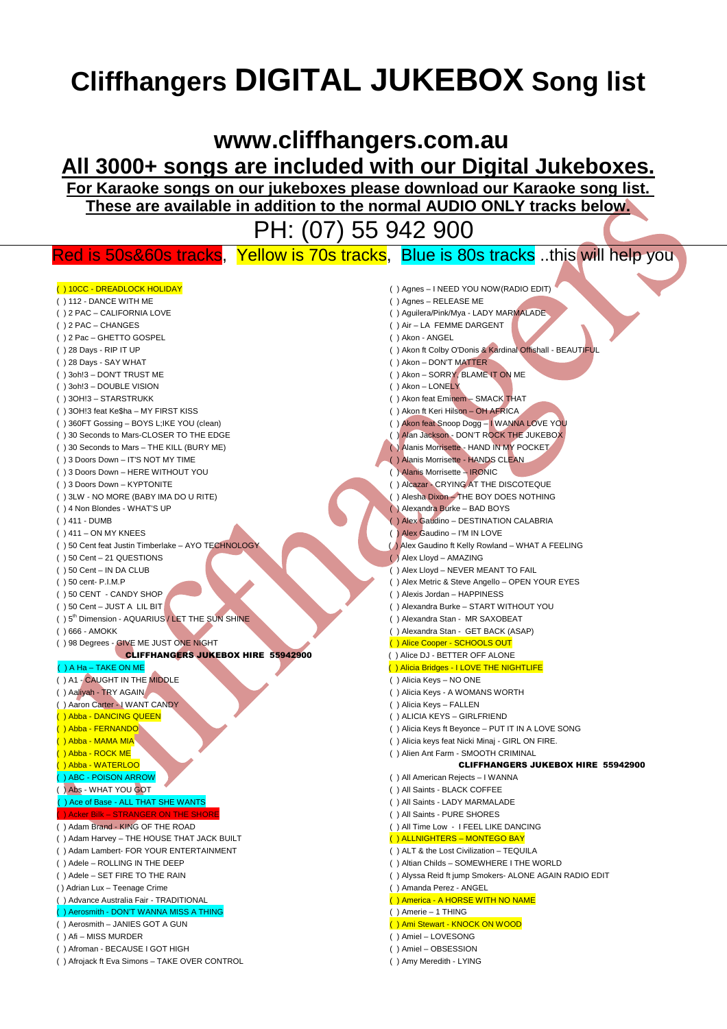# Cliffhangers DIGITAL JUKEBOX Song list

## www.cliffhangers.com.au

## All 3000+ songs are included with our Digital Jukeboxes.

**For Karaoke songs on our jukeboxes please download our Karaoke song list.**
**These are available in addition to the normal AUDIO ONLY tracks below.**

# PH: (07) 55 942 900

Red is 50s&60s tracks, Yellow is 70s tracks, Blue is 80s tracks ..this will help you

- ( ) 10CC - DREADLOCK HOLIDAY
- ( ) 112 - DANCE WITH ME
- ( ) 2 PAC – CALIFORNIA LOVE
- ( ) 2 PAC – CHANGES
- ( ) 2 Pac – GHETTO GOSPEL
- ( ) 28 Days - RIP IT UP
- ( ) 28 Days - SAY WHAT
- ( ) 3oh!3 – DON'T TRUST ME
- ( ) 3oh!3 – DOUBLE VISION
- ( ) 3OH!3 – STARSTRUKK
- ( ) 3OH!3 feat Ke$ha – MY FIRST KISS
- ( ) 360FT Gossing – BOYS L;IKE YOU (clean)
- ( ) 30 Seconds to Mars-CLOSER TO THE EDGE
- ( ) 30 Seconds to Mars – THE KILL (BURY ME)
- ( ) 3 Doors Down – IT'S NOT MY TIME
- ( ) 3 Doors Down – HERE WITHOUT YOU
- ( ) 3 Doors Down – KYPTONITE
- ( ) 3LW - NO MORE (BABY IMA DO U RITE)
- ( ) 4 Non Blondes - WHAT'S UP
- ( ) 411 - DUMB
- ( ) 411 – ON MY KNEES
- ( ) 50 Cent feat Justin Timberlake – AYO TECHNOLOGY
- ( ) 50 Cent – 21 QUESTIONS
- ( ) 50 Cent – IN DA CLUB
- ( ) 50 cent- P.I.M.P
- ( ) 50 CENT - CANDY SHOP
- ( ) 50 Cent – JUST A LIL BIT
- ( ) 5th Dimension - AQUARIUS / LET THE SUN SHINE
- ( ) 666 - AMOKK
- ( ) 98 Degrees - GIVE ME JUST ONE NIGHT

**CLIFFHANGERS JUKEBOX HIRE 55942900**

- ( ) A Ha – TAKE ON ME
- ( ) A1 - CAUGHT IN THE MIDDLE
- ( ) Aaliyah - TRY AGAIN
- ( ) Aaron Carter - I WANT CANDY
- ( ) Abba - DANCING QUEEN
- ( ) Abba - FERNANDO
- ( ) Abba - MAMA MIA
- ( ) Abba - ROCK ME
- ( ) Abba - WATERLOO
- ( ) ABC - POISON ARROW
- ( ) Abs - WHAT YOU GOT
- ( ) Ace of Base - ALL THAT SHE WANTS
- ( ) Acker Bilk – STRANGER ON THE SHORE
- ( ) Adam Brand - KING OF THE ROAD
- ( ) Adam Harvey – THE HOUSE THAT JACK BUILT
- ( ) Adam Lambert- FOR YOUR ENTERTAINMENT
- ( ) Adele – ROLLING IN THE DEEP
- ( ) Adele – SET FIRE TO THE RAIN
- ( ) Adrian Lux – Teenage Crime
- ( ) Advance Australia Fair - TRADITIONAL
- ( ) Aerosmith - DON'T WANNA MISS A THING
- ( ) Aerosmith – JANIES GOT A GUN
- ( ) Afi – MISS MURDER
- ( ) Afroman - BECAUSE I GOT HIGH
- ( ) Afrojack ft Eva Simons – TAKE OVER CONTROL
- ( ) Agnes – I NEED YOU NOW(RADIO EDIT)
- ( ) Agnes – RELEASE ME
- ( ) Aguilera/Pink/Mya - LADY MARMALADE
- ( ) Air – LA FEMME DARGENT
- ( ) Akon - ANGEL
- ( ) Akon ft Colby O'Donis & Kardinal Offishall - BEAUTIFUL
- ( ) Akon – DON'T MATTER
- ( ) Akon – SORRY, BLAME IT ON ME
- ( ) Akon – LONELY
- ( ) Akon feat Eminem – SMACK THAT
- ( ) Akon ft Keri Hilson – OH AFRICA
- ( ) Akon feat Snoop Dogg – I WANNA LOVE YOU
- ( ) Alan Jackson - DON'T ROCK THE JUKEBOX
- ( ) Alanis Morrisette - HAND IN MY POCKET
- ( ) Alanis Morrisette - HANDS CLEAN
- ( ) Alanis Morrisette – IRONIC
- ( ) Alcazar - CRYING AT THE DISCOTEQUE
- ( ) Alesha Dixon – THE BOY DOES NOTHING
- ( ) Alexandra Burke – BAD BOYS
- ( ) Alex Gaudino – DESTINATION CALABRIA
- ( ) Alex Gaudino – I'M IN LOVE
- ( ) Alex Gaudino ft Kelly Rowland – WHAT A FEELING
- ( ) Alex Lloyd – AMAZING
- ( ) Alex Lloyd – NEVER MEANT TO FAIL
- ( ) Alex Metric & Steve Angello – OPEN YOUR EYES
- ( ) Alexis Jordan – HAPPINESS
- ( ) Alexandra Burke – START WITHOUT YOU
- ( ) Alexandra Stan - MR SAXOBEAT
- ( ) Alexandra Stan - GET BACK (ASAP)
- ( ) Alice Cooper - SCHOOLS OUT
- ( ) Alice DJ - BETTER OFF ALONE
- ( ) Alicia Bridges - I LOVE THE NIGHTLIFE
- ( ) Alicia Keys – NO ONE
- ( ) Alicia Keys - A WOMANS WORTH
- ( ) Alicia Keys – FALLEN
- ( ) ALICIA KEYS – GIRLFRIEND
- ( ) Alicia Keys ft Beyonce – PUT IT IN A LOVE SONG
- ( ) Alicia keys feat Nicki Minaj - GIRL ON FIRE.
- ( ) Alien Ant Farm - SMOOTH CRIMINAL

**CLIFFHANGERS JUKEBOX HIRE 55942900**

- ( ) All American Rejects – I WANNA
- ( ) All Saints - BLACK COFFEE
- ( ) All Saints - LADY MARMALADE
- ( ) All Saints - PURE SHORES
- ( ) All Time Low - I FEEL LIKE DANCING
- ( ) ALLNIGHTERS – MONTEGO BAY
- ( ) ALT & the Lost Civilization – TEQUILA
- ( ) Altian Childs – SOMEWHERE I THE WORLD
- ( ) Alyssa Reid ft jump Smokers- ALONE AGAIN RADIO EDIT
- ( ) Amanda Perez - ANGEL
- ( ) America - A HORSE WITH NO NAME
- ( ) Amerie – 1 THING
- ( ) Ami Stewart - KNOCK ON WOOD
- ( ) Amiel – LOVESONG
- ( ) Amiel – OBSESSION
- ( ) Amy Meredith - LYING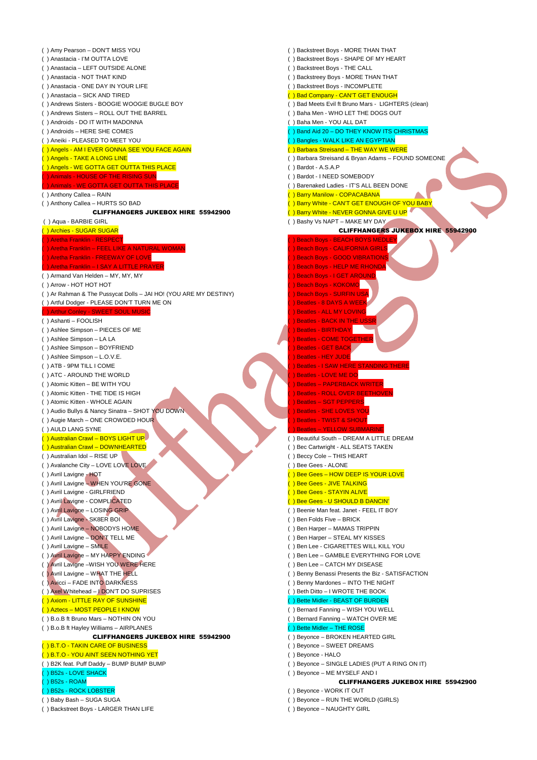( ) Amy Pearson – DON'T MISS YOU
( ) Anastacia - I'M OUTTA LOVE
( ) Anastacia – LEFT OUTSIDE ALONE
( ) Anastacia - NOT THAT KIND
( ) Anastacia - ONE DAY IN YOUR LIFE
( ) Anastacia – SICK AND TIRED
( ) Andrews Sisters - BOOGIE WOOGIE BUGLE BOY
( ) Andrews Sisters – ROLL OUT THE BARREL
( ) Androids - DO IT WITH MADONNA
( ) Androids – HERE SHE COMES
( ) Aneiki - PLEASED TO MEET YOU
( ) Angels - AM I EVER GONNA SEE YOU FACE AGAIN
( ) Angels - TAKE A LONG LINE
( ) Angels - WE GOTTA GET OUTTA THIS PLACE
( ) Animals - HOUSE OF THE RISING SUN
( ) Animals - WE GOTTA GET OUTTA THIS PLACE
( ) Anthony Callea – RAIN
( ) Anthony Callea – HURTS SO BAD

**CLIFFHANGERS JUKEBOX HIRE 55942900**

( ) Aqua - BARBIE GIRL
( ) Archies - SUGAR SUGAR
( ) Aretha Franklin - RESPECT
( ) Aretha Franklin – FEEL LIKE A NATURAL WOMAN
( ) Aretha Franklin – FREEWAY OF LOVE
( ) Aretha Franklin – I SAY A LITTLE PRAYER
( ) Armand Van Helden – MY, MY, MY
( ) Arrow - HOT HOT HOT
( ) Ar Rahman & The Pussycat Dolls – JAI HO! (YOU ARE MY DESTINY)
( ) Artful Dodger - PLEASE DON'T TURN ME ON
( ) Arthur Conley - SWEET SOUL MUSIC
( ) Ashanti – FOOLISH
( ) Ashlee Simpson – PIECES OF ME
( ) Ashlee Simpson – LA LA
( ) Ashlee Simpson – BOYFRIEND
( ) Ashlee Simpson – L.O.V.E.
( ) ATB - 9PM TILL I COME
( ) ATC - AROUND THE WORLD
( ) Atomic Kitten – BE WITH YOU
( ) Atomic Kitten - THE TIDE IS HIGH
( ) Atomic Kitten - WHOLE AGAIN
( ) Audio Bullys & Nancy Sinatra – SHOT YOU DOWN
( ) Augie March – ONE CROWDED HOUR
( ) AULD LANG SYNE
( ) Australian Crawl – BOYS LIGHT UP
( ) Australian Crawl – DOWNHEARTED
( ) Australian Idol – RISE UP
( ) Avalanche City – LOVE LOVE LOVE
( ) Avril Lavigne - HOT
( ) Avril Lavigne – WHEN YOU'RE GONE
( ) Avril Lavigne - GIRLFRIEND
( ) Avril Lavigne – COMPLICATED
( ) Avril Lavigne – LOSING GRIP
( ) Avril Lavigne - SK8ER BOI
( ) Avril Lavigne – NOBODYS HOME
( ) Avril Lavigne – DON'T TELL ME
( ) Avril Lavigne – SMILE
( ) Avril Lavigne – MY HAPPY ENDING
( ) Avril Lavigne –WISH YOU WERE HERE
( ) Avril Lavigne – WHAT THE HELL
( ) Avicci – FADE INTO DARKNESS
( ) Axel Whitehead – I DON'T DO SUPRISES
( ) Axiom - LITTLE RAY OF SUNSHINE
( ) Aztecs – MOST PEOPLE I KNOW
( ) B.o.B ft Bruno Mars – NOTHIN ON YOU
( ) B.o.B ft Hayley Williams – AIRPLANES

**CLIFFHANGERS JUKEBOX HIRE 55942900**

( ) B.T.O - TAKIN CARE OF BUSINESS
( ) B.T.O - YOU AINT SEEN NOTHING YET
( ) B2K feat. Puff Daddy – BUMP BUMP BUMP
( ) B52s - LOVE SHACK
( ) B52s - ROAM
( ) B52s - ROCK LOBSTER
( ) Baby Bash – SUGA SUGA
( ) Backstreet Boys - LARGER THAN LIFE
( ) Backstreet Boys - MORE THAN THAT
( ) Backstreet Boys - SHAPE OF MY HEART
( ) Backstreet Boys - THE CALL
( ) Backstreey Boys - MORE THAN THAT
( ) Backstreet Boys - INCOMPLETE
( ) Bad Company - CAN'T GET ENOUGH
( ) Bad Meets Evil ft Bruno Mars - LIGHTERS (clean)
( ) Baha Men - WHO LET THE DOGS OUT
( ) Baha Men - YOU ALL DAT
( ) Band Aid 20 – DO THEY KNOW ITS CHRISTMAS
( ) Bangles - WALK LIKE AN EGYPTIAN
( ) Barbara Streisand – THE WAY WE WERE
( ) Barbara Streisand & Bryan Adams – FOUND SOMEONE
( ) Bardot - A.S.A.P
( ) Bardot - I NEED SOMEBODY
( ) Barenaked Ladies - IT'S ALL BEEN DONE
( ) Barry Manilow - COPACABANA
( ) Barry White - CAN'T GET ENOUGH OF YOU BABY
( ) Barry White - NEVER GONNA GIVE U UP
( ) Bashy Vs NAPT – MAKE MY DAY

**CLIFFHANGERS JUKEBOX HIRE 55942900**

( ) Beach Boys - BEACH BOYS MEDLEY
( ) Beach Boys - CALIFORNIA GIRLS
( ) Beach Boys - GOOD VIBRATIONS
( ) Beach Boys - HELP ME RHONDA
( ) Beach Boys - I GET AROUND
( ) Beach Boys - KOKOMO
( ) Beach Boys - SURFIN USA
( ) Beatles - 8 DAYS A WEEK
( ) Beatles - ALL MY LOVING
( ) Beatles - BACK IN THE USSR
( ) Beatles - BIRTHDAY
( ) Beatles - COME TOGETHER
( ) Beatles - GET BACK
( ) Beatles - HEY JUDE
( ) Beatles - I SAW HERE STANDING THERE
( ) Beatles - LOVE ME DO
( ) Beatles - PAPERBACK WRITER
( ) Beatles - ROLL OVER BEETHOVEN
( ) Beatles - SGT PEPPERS
( ) Beatles - SHE LOVES YOU
( ) Beatles - TWIST & SHOUT
( ) Beatles – YELLOW SUBMARINE
( ) Beautiful South – DREAM A LITTLE DREAM
( ) Bec Cartwright - ALL SEATS TAKEN
( ) Beccy Cole – THIS HEART
( ) Bee Gees - ALONE
( ) Bee Gees – HOW DEEP IS YOUR LOVE
( ) Bee Gees - JIVE TALKING
( ) Bee Gees - STAYIN ALIVE
( ) Bee Gees – U SHOULD B DANCIN'
( ) Beenie Man feat. Janet - FEEL IT BOY
( ) Ben Folds Five – BRICK
( ) Ben Harper – MAMAS TRIPPIN
( ) Ben Harper – STEAL MY KISSES
( ) Ben Lee - CIGARETTES WILL KILL YOU
( ) Ben Lee – GAMBLE EVERYTHING FOR LOVE
( ) Ben Lee – CATCH MY DISEASE
( ) Benny Benassi Presents the Biz - SATISFACTION
( ) Benny Mardones – INTO THE NIGHT
( ) Beth Ditto – I WROTE THE BOOK
( ) Bette Midler - BEAST OF BURDEN
( ) Bernard Fanning – WISH YOU WELL
( ) Bernard Fanning – WATCH OVER ME
( ) Bette Midler – THE ROSE
( ) Beyonce – BROKEN HEARTED GIRL
( ) Beyonce – SWEET DREAMS
( ) Beyonce - HALO
( ) Beyonce – SINGLE LADIES (PUT A RING ON IT)
( ) Beyonce – ME MYSELF AND I

**CLIFFHANGERS JUKEBOX HIRE 55942900**

( ) Beyonce – WORK IT OUT
( ) Beyonce – RUN THE WORLD (GIRLS)
( ) Beyonce – NAUGHTY GIRL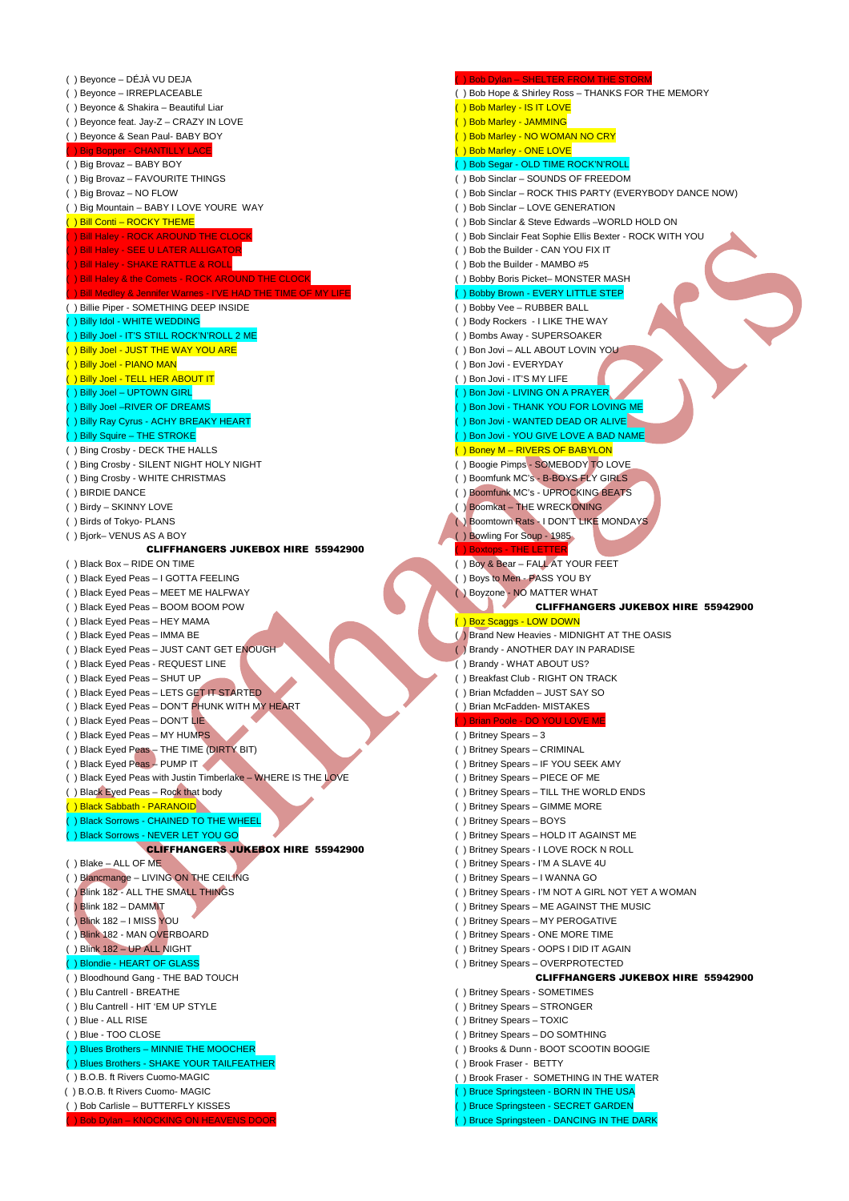( ) Beyonce – DÉJÀ VU DEJA
( ) Beyonce – IRREPLACEABLE
( ) Beyonce & Shakira – Beautiful Liar
( ) Beyonce feat. Jay-Z – CRAZY IN LOVE
( ) Beyonce & Sean Paul- BABY BOY
( ) Big Bopper - CHANTILLY LACE
( ) Big Brovaz – BABY BOY
( ) Big Brovaz – FAVOURITE THINGS
( ) Big Brovaz – NO FLOW
( ) Big Mountain – BABY I LOVE YOURE WAY
( ) Bill Conti – ROCKY THEME
( ) Bill Haley - ROCK AROUND THE CLOCK
( ) Bill Haley - SEE U LATER ALLIGATOR
( ) Bill Haley - SHAKE RATTLE & ROLL
( ) Bill Haley & the Comets - ROCK AROUND THE CLOCK
( ) Bill Medley & Jennifer Warnes - I'VE HAD THE TIME OF MY LIFE
( ) Billie Piper - SOMETHING DEEP INSIDE
( ) Billy Idol - WHITE WEDDING
( ) Billy Joel - IT'S STILL ROCK'N'ROLL 2 ME
( ) Billy Joel - JUST THE WAY YOU ARE
( ) Billy Joel - PIANO MAN
( ) Billy Joel - TELL HER ABOUT IT
( ) Billy Joel – UPTOWN GIRL
( ) Billy Joel –RIVER OF DREAMS
( ) Billy Ray Cyrus - ACHY BREAKY HEART
( ) Billy Squire – THE STROKE
( ) Bing Crosby - DECK THE HALLS
( ) Bing Crosby - SILENT NIGHT HOLY NIGHT
( ) Bing Crosby - WHITE CHRISTMAS
( ) BIRDIE DANCE
( ) Birdy – SKINNY LOVE
( ) Birds of Tokyo- PLANS
( ) Bjork– VENUS AS A BOY

**CLIFFHANGERS JUKEBOX HIRE 55942900**

( ) Black Box – RIDE ON TIME
( ) Black Eyed Peas – I GOTTA FEELING
( ) Black Eyed Peas – MEET ME HALFWAY
( ) Black Eyed Peas – BOOM BOOM POW
( ) Black Eyed Peas – HEY MAMA
( ) Black Eyed Peas – IMMA BE
( ) Black Eyed Peas – JUST CANT GET ENOUGH
( ) Black Eyed Peas - REQUEST LINE
( ) Black Eyed Peas – SHUT UP
( ) Black Eyed Peas – LETS GET IT STARTED
( ) Black Eyed Peas – DON'T PHUNK WITH MY HEART
( ) Black Eyed Peas – DON'T LIE
( ) Black Eyed Peas – MY HUMPS
( ) Black Eyed Peas – THE TIME (DIRTY BIT)
( ) Black Eyed Peas – PUMP IT
( ) Black Eyed Peas with Justin Timberlake – WHERE IS THE LOVE
( ) Black Eyed Peas – Rock that body
( ) Black Sabbath - PARANOID
( ) Black Sorrows - CHAINED TO THE WHEEL
( ) Black Sorrows - NEVER LET YOU GO

**CLIFFHANGERS JUKEBOX HIRE 55942900**

( ) Blake – ALL OF ME
( ) Blancmange – LIVING ON THE CEILING
( ) Blink 182 - ALL THE SMALL THINGS
( ) Blink 182 – DAMMIT
( ) Blink 182 – I MISS YOU
( ) Blink 182 - MAN OVERBOARD
( ) Blink 182 – UP ALL NIGHT
( ) Blondie - HEART OF GLASS
( ) Bloodhound Gang - THE BAD TOUCH
( ) Blu Cantrell - BREATHE
( ) Blu Cantrell - HIT 'EM UP STYLE
( ) Blue - ALL RISE
( ) Blue - TOO CLOSE
( ) Blues Brothers – MINNIE THE MOOCHER
( ) Blues Brothers - SHAKE YOUR TAILFEATHER
( ) B.O.B. ft Rivers Cuomo-MAGIC
( ) B.O.B. ft Rivers Cuomo- MAGIC
( ) Bob Carlisle – BUTTERFLY KISSES
( ) Bob Dylan – KNOCKING ON HEAVENS DOOR
( ) Bob Dylan – SHELTER FROM THE STORM
( ) Bob Hope & Shirley Ross – THANKS FOR THE MEMORY
( ) Bob Marley - IS IT LOVE
( ) Bob Marley - JAMMING
( ) Bob Marley - NO WOMAN NO CRY
( ) Bob Marley - ONE LOVE
( ) Bob Segar - OLD TIME ROCK'N'ROLL
( ) Bob Sinclar – SOUNDS OF FREEDOM
( ) Bob Sinclar – ROCK THIS PARTY (EVERYBODY DANCE NOW)
( ) Bob Sinclar – LOVE GENERATION
( ) Bob Sinclar & Steve Edwards –WORLD HOLD ON
( ) Bob Sinclair Feat Sophie Ellis Bexter - ROCK WITH YOU
( ) Bob the Builder - CAN YOU FIX IT
( ) Bob the Builder - MAMBO #5
( ) Bobby Boris Picket– MONSTER MASH
( ) Bobby Brown - EVERY LITTLE STEP
( ) Bobby Vee – RUBBER BALL
( ) Body Rockers - I LIKE THE WAY
( ) Bombs Away - SUPERSOAKER
( ) Bon Jovi – ALL ABOUT LOVIN YOU
( ) Bon Jovi - EVERYDAY
( ) Bon Jovi - IT'S MY LIFE
( ) Bon Jovi - LIVING ON A PRAYER
( ) Bon Jovi - THANK YOU FOR LOVING ME
( ) Bon Jovi - WANTED DEAD OR ALIVE
( ) Bon Jovi - YOU GIVE LOVE A BAD NAME
( ) Boney M – RIVERS OF BABYLON
( ) Boogie Pimps - SOMEBODY TO LOVE
( ) Boomfunk MC's - B-BOYS FLY GIRLS
( ) Boomfunk MC's - UPROCKING BEATS
( ) Boomkat – THE WRECKONING
( ) Boomtown Rats - I DON'T LIKE MONDAYS
( ) Bowling For Soup - 1985
( ) Boxtops - THE LETTER
( ) Boy & Bear – FALL AT YOUR FEET
( ) Boys to Men - PASS YOU BY
( ) Boyzone - NO MATTER WHAT

**CLIFFHANGERS JUKEBOX HIRE 55942900**

( ) Boz Scaggs - LOW DOWN
( ) Brand New Heavies - MIDNIGHT AT THE OASIS
( ) Brandy - ANOTHER DAY IN PARADISE
( ) Brandy - WHAT ABOUT US?
( ) Breakfast Club - RIGHT ON TRACK
( ) Brian Mcfadden – JUST SAY SO
( ) Brian McFadden- MISTAKES
( ) Brian Poole - DO YOU LOVE ME
( ) Britney Spears – 3
( ) Britney Spears – CRIMINAL
( ) Britney Spears – IF YOU SEEK AMY
( ) Britney Spears – PIECE OF ME
( ) Britney Spears – TILL THE WORLD ENDS
( ) Britney Spears – GIMME MORE
( ) Britney Spears – BOYS
( ) Britney Spears – HOLD IT AGAINST ME
( ) Britney Spears - I LOVE ROCK N ROLL
( ) Britney Spears - I'M A SLAVE 4U
( ) Britney Spears – I WANNA GO
( ) Britney Spears - I'M NOT A GIRL NOT YET A WOMAN
( ) Britney Spears – ME AGAINST THE MUSIC
( ) Britney Spears – MY PEROGATIVE
( ) Britney Spears - ONE MORE TIME
( ) Britney Spears - OOPS I DID IT AGAIN
( ) Britney Spears – OVERPROTECTED

**CLIFFHANGERS JUKEBOX HIRE 55942900**

( ) Britney Spears – SOMETIMES
( ) Britney Spears – STRONGER
( ) Britney Spears – TOXIC
( ) Britney Spears – DO SOMTHING
( ) Brooks & Dunn - BOOT SCOOTIN BOOGIE
( ) Brook Fraser - BETTY
( ) Brook Fraser - SOMETHING IN THE WATER
( ) Bruce Springsteen - BORN IN THE USA
( ) Bruce Springsteen - SECRET GARDEN
( ) Bruce Springsteen - DANCING IN THE DARK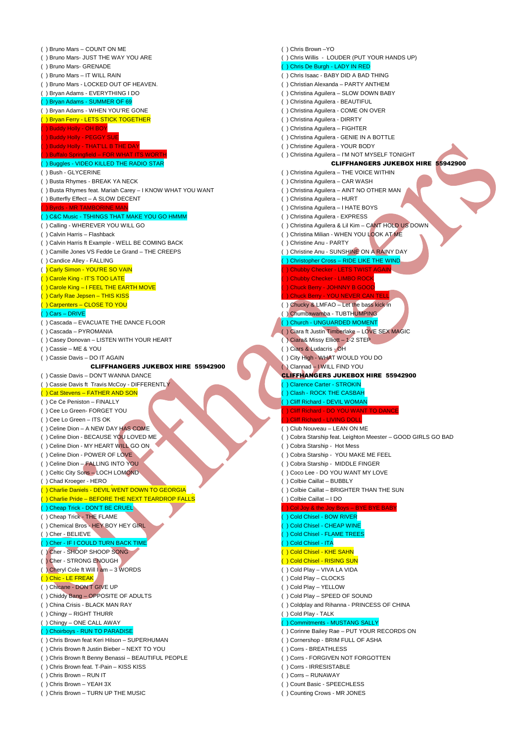( ) Bruno Mars – COUNT ON ME
( ) Bruno Mars- JUST THE WAY YOU ARE
( ) Bruno Mars- GRENADE
( ) Bruno Mars – IT WILL RAIN
( ) Bruno Mars - LOCKED OUT OF HEAVEN.
( ) Bryan Adams - EVERYTHING I DO
( ) Bryan Adams - SUMMER OF 69
( ) Bryan Adams - WHEN YOU'RE GONE
( ) Bryan Ferry - LETS STICK TOGETHER
( ) Buddy Holly - OH BOY
( ) Buddy Holly - PEGGY SUE
( ) Buddy Holly - THAT'LL B THE DAY
( ) Buffalo Springfield – FOR WHAT ITS WORTH
( ) Buggles - VIDEO KILLED THE RADIO STAR
( ) Bush - GLYCERINE
( ) Busta Rhymes - BREAK YA NECK
( ) Busta Rhymes feat. Mariah Carey – I KNOW WHAT YOU WANT
( ) Butterfly Effect – A SLOW DECENT
( ) Byrds - MR TAMBORINE MAN
( ) C&C Music - T5HINGS THAT MAKE YOU GO HMMM
( ) Calling - WHEREVER YOU WILL GO
( ) Calvin Harris – Flashback
( ) Calvin Harris ft Example - WELL BE COMING BACK
( ) Camille Jones VS Fedde Le Grand – THE CREEPS
( ) Candice Alley - FALLING
( ) Carly Simon - YOU'RE SO VAIN
( ) Carole King - IT'S TOO LATE
( ) Carole King – I FEEL THE EARTH MOVE
( ) Carly Rae Jepsen – THIS KISS
( ) Carpenters – CLOSE TO YOU
( ) Cars – DRIVE
( ) Cascada – EVACUATE THE DANCE FLOOR
( ) Cascada – PYROMANIA
( ) Casey Donovan – LISTEN WITH YOUR HEART
( ) Cassie – ME & YOU
( ) Cassie Davis – DO IT AGAIN

**CLIFFHANGERS JUKEBOX HIRE 55942900**

( ) Cassie Davis – DON'T WANNA DANCE
( ) Cassie Davis ft Travis McCoy - DIFFERENTLY
( ) Cat Stevens – FATHER AND SON
( ) Ce Ce Peniston – FINALLY
( ) Cee Lo Green- FORGET YOU
( ) Cee Lo Green – ITS OK
( ) Celine Dion – A NEW DAY HAS COME
( ) Celine Dion - BECAUSE YOU LOVED ME
( ) Celine Dion - MY HEART WILL GO ON
( ) Celine Dion - POWER OF LOVE
( ) Celine Dion – FALLING INTO YOU
( ) Celtic City Sons – LOCH LOMOND
( ) Chad Kroeger - HERO
( ) Charlie Daniels - DEVIL WENT DOWN TO GEORGIA
( ) Charlie Pride – BEFORE THE NEXT TEARDROP FALLS
( ) Cheap Trick - DON'T BE CRUEL
( ) Cheap Trick - THE FLAME
( ) Chemical Bros - HEY BOY HEY GIRL
( ) Cher - BELIEVE
( ) Cher - IF I COULD TURN BACK TIME
( ) Cher - SHOOP SHOOP SONG
( ) Cher - STRONG ENOUGH
( ) Cheryl Cole ft Will I am – 3 WORDS
( ) Chic - LE FREAK
( ) Chicane - DON'T GIVE UP
( ) Chiddy Bang – OPPOSITE OF ADULTS
( ) China Crisis - BLACK MAN RAY
( ) Chingy – RIGHT THURR
( ) Chingy – ONE CALL AWAY
( ) Choirboys - RUN TO PARADISE
( ) Chris Brown feat Keri Hilson – SUPERHUMAN
( ) Chris Brown ft Justin Bieber – NEXT TO YOU
( ) Chris Brown ft Benny Benassi – BEAUTIFUL PEOPLE
( ) Chris Brown feat. T-Pain – KISS KISS
( ) Chris Brown – RUN IT
( ) Chris Brown – YEAH 3X
( ) Chris Brown – TURN UP THE MUSIC
( ) Chris Brown –YO
( ) Chris Willis - LOUDER (PUT YOUR HANDS UP)
( ) Chris De Burgh - LADY IN RED
( ) Chris Isaac - BABY DID A BAD THING
( ) Christian Alexanda – PARTY ANTHEM
( ) Christina Aguilera – SLOW DOWN BABY
( ) Christina Aguilera - BEAUTIFUL
( ) Christina Aguilera - COME ON OVER
( ) Christina Aguilera - DIRRTY
( ) Christina Aguilera – FIGHTER
( ) Christina Aguilera - GENIE IN A BOTTLE
( ) Christine Aguilera - YOUR BODY
( ) Christina Aguilera – I'M NOT MYSELF TONIGHT

**CLIFFHANGERS JUKEBOX HIRE 55942900**

( ) Christina Aguilera – THE VOICE WITHIN
( ) Christina Aguilera – CAR WASH
( ) Christina Aguilera – AINT NO OTHER MAN
( ) Christina Aguilera – HURT
( ) Christina Aguilera – I HATE BOYS
( ) Christina Aguilera - EXPRESS
( ) Christina Aguilera & Lil Kim – CANT HOLD US DOWN
( ) Christina Milian - WHEN YOU LOOK AT ME
( ) Christine Anu - PARTY
( ) Christine Anu - SUNSHINE ON A RAINY DAY
( ) Christopher Cross – RIDE LIKE THE WIND
( ) Chubby Checker - LETS TWIST AGAIN
( ) Chubby Checker - LIMBO ROCK
( ) Chuck Berry - JOHNNY B GOOD
( ) Chuck Berry - YOU NEVER CAN TELL
( ) Chucky & LMFAO – Let the bass kick in
( ) Chumbawamba - TUBTHUMPING
( ) Church - UNGUARDED MOMENT
( ) Ciara ft Justin Timberlake – LOVE SEX MAGIC
( ) Ciara& Missy Elliott – 1-2 STEP
( ) Ciara & Ludacris - OH
( ) City High - WHAT WOULD YOU DO
( ) Clannad – I WILL FIND YOU

**CLIFFHANGERS JUKEBOX HIRE 55942900**

( ) Clarence Carter - STROKIN
( ) Clash - ROCK THE CASBAH
( ) Cliff Richard - DEVIL WOMAN
( ) Cliff Richard - DO YOU WANT TO DANCE
( ) Cliff Richard - LIVING DOLL
( ) Club Nouveau – LEAN ON ME
( ) Cobra Starship feat. Leighton Meester – GOOD GIRLS GO BAD
( ) Cobra Starship - Hot Mess
( ) Cobra Starship - YOU MAKE ME FEEL
( ) Cobra Starship - MIDDLE FINGER
( ) Coco Lee - DO YOU WANT MY LOVE
( ) Colbie Caillat – BUBBLY
( ) Colbie Caillat – BRIGHTER THAN THE SUN
( ) Colbie Caillat – I DO
( ) Col Joy & the Joy Boys – BYE BYE BABY
( ) Cold Chisel - BOW RIVER
( ) Cold Chisel - CHEAP WINE
( ) Cold Chisel - FLAME TREES
( ) Cold Chisel - ITA
( ) Cold Chisel - KHE SAHN
( ) Cold Chisel - RISING SUN
( ) Cold Play – VIVA LA VIDA
( ) Cold Play – CLOCKS
( ) Cold Play – YELLOW
( ) Cold Play – SPEED OF SOUND
( ) Coldplay and Rihanna - PRINCESS OF CHINA
( ) Cold Play - TALK
( ) Commitments - MUSTANG SALLY
( ) Corinne Bailey Rae – PUT YOUR RECORDS ON
( ) Cornershop - BRIM FULL OF ASHA
( ) Corrs - BREATHLESS
( ) Corrs - FORGIVEN NOT FORGOTTEN
( ) Corrs - IRRESISTABLE
( ) Corrs – RUNAWAY
( ) Count Basic - SPEECHLESS
( ) Counting Crows - MR JONES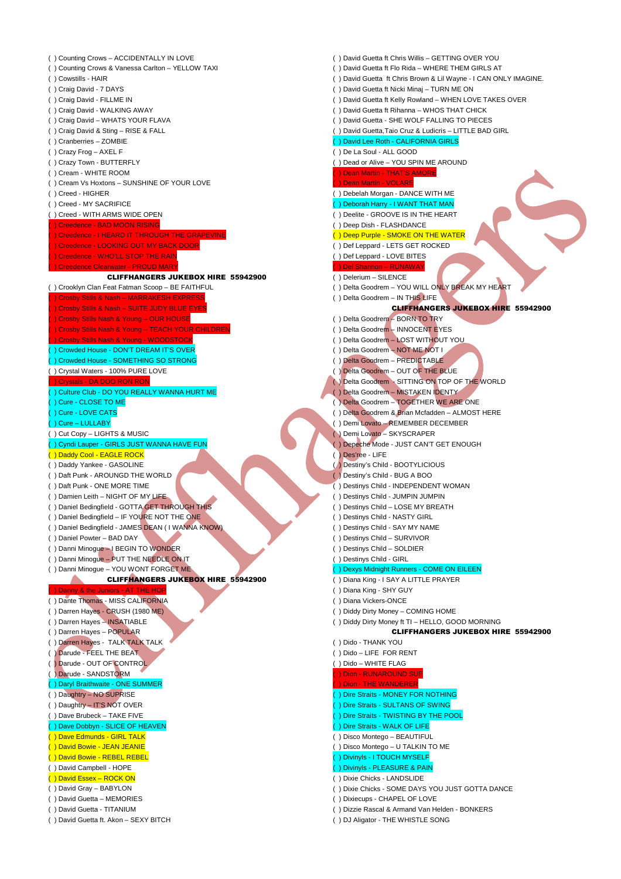( ) Counting Crows – ACCIDENTALLY IN LOVE
( ) Counting Crows & Vanessa Carlton – YELLOW TAXI
( ) Cowstills - HAIR
( ) Craig David - 7 DAYS
( ) Craig David - FILLME IN
( ) Craig David - WALKING AWAY
( ) Craig David – WHATS YOUR FLAVA
( ) Craig David & Sting – RISE & FALL
( ) Cranberries – ZOMBIE
( ) Crazy Frog – AXEL F
( ) Crazy Town - BUTTERFLY
( ) Cream - WHITE ROOM
( ) Cream Vs Hoxtons – SUNSHINE OF YOUR LOVE
( ) Creed - HIGHER
( ) Creed - MY SACRIFICE
( ) Creed - WITH ARMS WIDE OPEN
( ) Creedence - BAD MOON RISING
( ) Creedence - I HEARD IT THROUGH THE GRAPEVINE
( ) Creedence - LOOKING OUT MY BACK DOOR
( ) Creedence - WHO'LL STOP THE RAIN
( ) Creedence Clearwater - PROUD MARY

**CLIFFHANGERS JUKEBOX HIRE 55942900**

( ) Crooklyn Clan Feat Fatman Scoop – BE FAITHFUL
( ) Crosby Stills & Nash – MARRAKESH EXPRESS
( ) Crosby Stills & Nash – SUITE JUDY BLUE EYES
( ) Crosby Stills Nash & Young – OUR HOUSE
( ) Crosby Stills Nash & Young – TEACH YOUR CHILDREN
( ) Crosby Stills Nash & Young - WOODSTOCK
( ) Crowded House - DON'T DREAM IT'S OVER
( ) Crowded House - SOMETHING SO STRONG
( ) Crystal Waters - 100% PURE LOVE
( ) Crystals - DA DOO RON RON
( ) Culture Club - DO YOU REALLY WANNA HURT ME
( ) Cure - CLOSE TO ME
( ) Cure - LOVE CATS
( ) Cure – LULLABY
( ) Cut Copy – LIGHTS & MUSIC
( ) Cyndi Lauper - GIRLS JUST WANNA HAVE FUN
( ) Daddy Cool - EAGLE ROCK
( ) Daddy Yankee - GASOLINE
( ) Daft Punk - AROUNGD THE WORLD
( ) Daft Punk - ONE MORE TIME
( ) Damien Leith – NIGHT OF MY LIFE
( ) Daniel Bedingfield - GOTTA GET THROUGH THIS
( ) Daniel Bedingfield – IF YOURE NOT THE ONE
( ) Daniel Bedingfield - JAMES DEAN ( I WANNA KNOW)
( ) Daniel Powter – BAD DAY
( ) Danni Minogue – I BEGIN TO WONDER
( ) Danni Minogue – PUT THE NEEDLE ON IT
( ) Danni Minogue – YOU WONT FORGET ME

**CLIFFHANGERS JUKEBOX HIRE 55942900**

( ) Danny & the Juniors - AT THE HOP
( ) Dante Thomas – MISS CALIFORNIA
( ) Darren Hayes - CRUSH (1980 ME)
( ) Darren Hayes – INSATIABLE
( ) Darren Hayes – POPULAR
( ) Darren Hayes - TALK TALK TALK
( ) Darude - FEEL THE BEAT
( ) Darude - OUT OF CONTROL
( ) Darude - SANDSTORM
( ) Daryl Braithwaite - ONE SUMMER
( ) Daughtry – NO SUPRISE
( ) Daughtry – IT'S NOT OVER
( ) Dave Brubeck – TAKE FIVE
( ) Dave Dobbyn - SLICE OF HEAVEN
( ) Dave Edmunds - GIRL TALK
( ) David Bowie - JEAN JEANIE
( ) David Bowie - REBEL REBEL
( ) David Campbell - HOPE
( ) David Essex – ROCK ON
( ) David Gray – BABYLON
( ) David Guetta – MEMORIES
( ) David Guetta - TITANIUM
( ) David Guetta ft. Akon – SEXY BITCH
( ) David Guetta ft Chris Willis – GETTING OVER YOU
( ) David Guetta ft Flo Rida – WHERE THEM GIRLS AT
( ) David Guetta ft Chris Brown & Lil Wayne - I CAN ONLY IMAGINE.
( ) David Guetta ft Nicki Minaj – TURN ME ON
( ) David Guetta ft Kelly Rowland – WHEN LOVE TAKES OVER
( ) David Guetta ft Rihanna – WHOS THAT CHICK
( ) David Guetta - SHE WOLF FALLING TO PIECES
( ) David Guetta,Taio Cruz & Ludicris – LITTLE BAD GIRL
( ) David Lee Roth - CALIFORNIA GIRLS
( ) De La Soul - ALL GOOD
( ) Dead or Alive – YOU SPIN ME AROUND
( ) Dean Martin - THAT'S AMORE
( ) Dean Martin - VOLARE
( ) Debelah Morgan - DANCE WITH ME
( ) Deborah Harry - I WANT THAT MAN
( ) Deelite - GROOVE IS IN THE HEART
( ) Deep Dish - FLASHDANCE
( ) Deep Purple - SMOKE ON THE WATER
( ) Def Leppard - LETS GET ROCKED
( ) Def Leppard - LOVE BITES
( ) Del Shannon – RUNAWAY
( ) Delerium – SILENCE
( ) Delta Goodrem – YOU WILL ONLY BREAK MY HEART
( ) Delta Goodrem – IN THIS LIFE

**CLIFFHANGERS JUKEBOX HIRE 55942900**

( ) Delta Goodrem – BORN TO TRY
( ) Delta Goodrem – INNOCENT EYES
( ) Delta Goodrem – LOST WITHOUT YOU
( ) Delta Goodrem – NOT ME NOT I
( ) Delta Goodrem – PREDICTABLE
( ) Delta Goodrem – OUT OF THE BLUE
( ) Delta Goodrem – SITTING ON TOP OF THE WORLD
( ) Delta Goodrem – MISTAKEN IDENTY
( ) Delta Goodrem – TOGETHER WE ARE ONE
( ) Delta Goodrem & Brian Mcfadden – ALMOST HERE
( ) Demi Lovato – REMEMBER DECEMBER
( ) Demi Lovato – SKYSCRAPER
( ) Depeche Mode - JUST CAN'T GET ENOUGH
( ) Des'ree - LIFE
( ) Destiny's Child - BOOTYLICIOUS
( ) Destiny's Child - BUG A BOO
( ) Destinys Child - INDEPENDENT WOMAN
( ) Destinys Child - JUMPIN JUMPIN
( ) Destinys Child – LOSE MY BREATH
( ) Destinys Child - NASTY GIRL
( ) Destinys Child - SAY MY NAME
( ) Destinys Child - SURVIVOR
( ) Destinys Child – SOLDIER
( ) Destinys Child - GIRL
( ) Dexys Midnight Runners - COME ON EILEEN
( ) Diana King - I SAY A LITTLE PRAYER
( ) Diana King - SHY GUY
( ) Diana Vickers-ONCE
( ) Diddy Dirty Money – COMING HOME
( ) Diddy Dirty Money ft TI – HELLO, GOOD MORNING

**CLIFFHANGERS JUKEBOX HIRE 55942900**

( ) Dido - THANK YOU
( ) Dido – LIFE FOR RENT
( ) Dido – WHITE FLAG
( ) Dion - RUNAROUND SUE
( ) Dion - THE WANDERER
( ) Dire Straits - MONEY FOR NOTHING
( ) Dire Straits - SULTANS OF SWING
( ) Dire Straits - TWISTING BY THE POOL
( ) Dire Straits - WALK OF LIFE
( ) Disco Montego – BEAUTIFUL
( ) Disco Montego – U TALKIN TO ME
( ) Divinyls - I TOUCH MYSELF
( ) Divinyls - PLEASURE & PAIN
( ) Dixie Chicks - LANDSLIDE
( ) Dixie Chicks - SOME DAYS YOU JUST GOTTA DANCE
( ) Dixiecups - CHAPEL OF LOVE
( ) Dizzie Rascal & Armand Van Helden - BONKERS
( ) DJ Aligator - THE WHISTLE SONG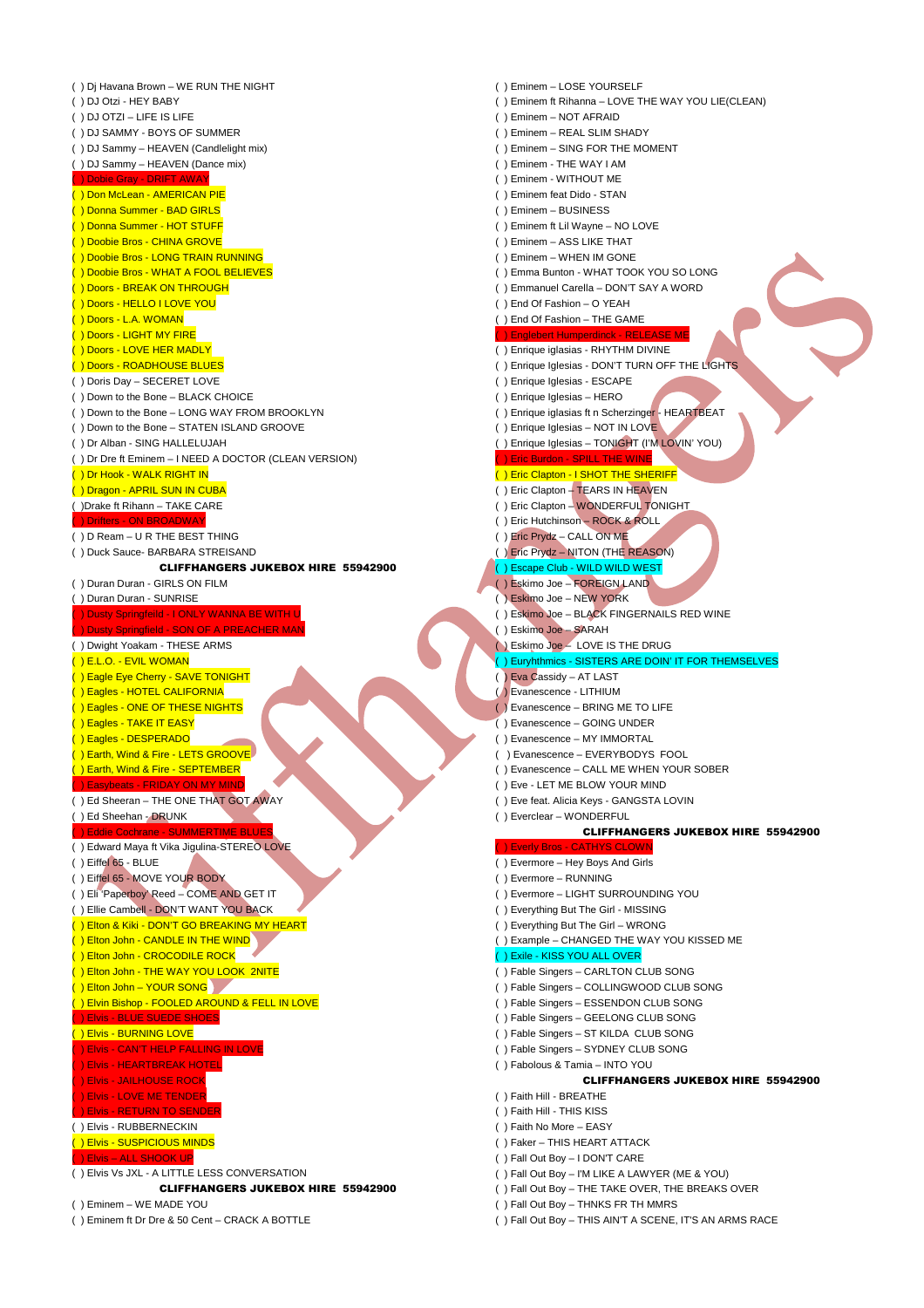( ) Dj Havana Brown – WE RUN THE NIGHT
( ) DJ Otzi - HEY BABY
( ) DJ OTZI – LIFE IS LIFE
( ) DJ SAMMY - BOYS OF SUMMER
( ) DJ Sammy – HEAVEN (Candlelight mix)
( ) DJ Sammy – HEAVEN (Dance mix)
( ) Dobie Gray - DRIFT AWAY
( ) Don McLean - AMERICAN PIE
( ) Donna Summer - BAD GIRLS
( ) Donna Summer - HOT STUFF
( ) Doobie Bros - CHINA GROVE
( ) Doobie Bros - LONG TRAIN RUNNING
( ) Doobie Bros - WHAT A FOOL BELIEVES
( ) Doors - BREAK ON THROUGH
( ) Doors - HELLO I LOVE YOU
( ) Doors - L.A. WOMAN
( ) Doors - LIGHT MY FIRE
( ) Doors - LOVE HER MADLY
( ) Doors - ROADHOUSE BLUES
( ) Doris Day – SECERET LOVE
( ) Down to the Bone – BLACK CHOICE
( ) Down to the Bone – LONG WAY FROM BROOKLYN
( ) Down to the Bone – STATEN ISLAND GROOVE
( ) Dr Alban - SING HALLELUJAH
( ) Dr Dre ft Eminem – I NEED A DOCTOR (CLEAN VERSION)
( ) Dr Hook - WALK RIGHT IN
( ) Dragon - APRIL SUN IN CUBA
( )Drake ft Rihann – TAKE CARE
( ) Drifters - ON BROADWAY
( ) D Ream – U R THE BEST THING
( ) Duck Sauce- BARBARA STREISAND

**CLIFFHANGERS JUKEBOX HIRE 55942900**

( ) Duran Duran - GIRLS ON FILM
( ) Duran Duran - SUNRISE
( ) Dusty Springfeild - I ONLY WANNA BE WITH U
( ) Dusty Springfield - SON OF A PREACHER MAN
( ) Dwight Yoakam - THESE ARMS
( ) E.L.O. - EVIL WOMAN
( ) Eagle Eye Cherry - SAVE TONIGHT
( ) Eagles - HOTEL CALIFORNIA
( ) Eagles - ONE OF THESE NIGHTS
( ) Eagles - TAKE IT EASY
( ) Eagles - DESPERADO
( ) Earth, Wind & Fire - LETS GROOVE
( ) Earth, Wind & Fire - SEPTEMBER
( ) Easybeats - FRIDAY ON MY MIND
( ) Ed Sheeran – THE ONE THAT GOT AWAY
( ) Ed Sheehan - DRUNK
( ) Eddie Cochrane - SUMMERTIME BLUES
( ) Edward Maya ft Vika Jigulina-STEREO LOVE
( ) Eiffel 65 - BLUE
( ) Eiffel 65 - MOVE YOUR BODY
( ) Eli 'Paperboy' Reed – COME AND GET IT
( ) Ellie Cambell - DON'T WANT YOU BACK
( ) Elton & Kiki - DON'T GO BREAKING MY HEART
( ) Elton John - CANDLE IN THE WIND
( ) Elton John - CROCODILE ROCK
( ) Elton John - THE WAY YOU LOOK 2NITE
( ) Elton John – YOUR SONG
( ) Elvin Bishop - FOOLED AROUND & FELL IN LOVE
( ) Elvis - BLUE SUEDE SHOES
( ) Elvis - BURNING LOVE
( ) Elvis - CAN'T HELP FALLING IN LOVE
( ) Elvis - HEARTBREAK HOTEL
( ) Elvis - JAILHOUSE ROCK
( ) Elvis - LOVE ME TENDER
( ) Elvis - RETURN TO SENDER
( ) Elvis - RUBBERNECKIN
( ) Elvis - SUSPICIOUS MINDS
( ) Elvis – ALL SHOOK UP
( ) Elvis Vs JXL - A LITTLE LESS CONVERSATION

**CLIFFHANGERS JUKEBOX HIRE 55942900**

( ) Eminem – WE MADE YOU
( ) Eminem ft Dr Dre & 50 Cent – CRACK A BOTTLE
( ) Eminem – LOSE YOURSELF
( ) Eminem ft Rihanna – LOVE THE WAY YOU LIE(CLEAN)
( ) Eminem – NOT AFRAID
( ) Eminem – REAL SLIM SHADY
( ) Eminem – SING FOR THE MOMENT
( ) Eminem - THE WAY I AM
( ) Eminem - WITHOUT ME
( ) Eminem feat Dido - STAN
( ) Eminem – BUSINESS
( ) Eminem ft Lil Wayne – NO LOVE
( ) Eminem – ASS LIKE THAT
( ) Eminem – WHEN IM GONE
( ) Emma Bunton - WHAT TOOK YOU SO LONG
( ) Emmanuel Carella – DON'T SAY A WORD
( ) End Of Fashion – O YEAH
( ) End Of Fashion – THE GAME
( ) Englebert Humperdinck - RELEASE ME
( ) Enrique iglasias - RHYTHM DIVINE
( ) Enrique Iglesias - DON'T TURN OFF THE LIGHTS
( ) Enrique Iglesias - ESCAPE
( ) Enrique Iglesias – HERO
( ) Enrique iglasias ft n Scherzinger - HEARTBEAT
( ) Enrique Iglesias – NOT IN LOVE
( ) Enrique Iglesias – TONIGHT (I'M LOVIN' YOU)
( ) Eric Burdon - SPILL THE WINE
( ) Eric Clapton - I SHOT THE SHERIFF
( ) Eric Clapton – TEARS IN HEAVEN
( ) Eric Clapton – WONDERFUL TONIGHT
( ) Eric Hutchinson – ROCK & ROLL
( ) Eric Prydz – CALL ON ME
( ) Eric Prydz – NITON (THE REASON)
( ) Escape Club - WILD WILD WEST
( ) Eskimo Joe – FOREIGN LAND
( ) Eskimo Joe – NEW YORK
( ) Eskimo Joe – BLACK FINGERNAILS RED WINE
( ) Eskimo Joe – SARAH
( ) Eskimo Joe – LOVE IS THE DRUG
( ) Euryhthmics - SISTERS ARE DOIN' IT FOR THEMSELVES
( ) Eva Cassidy – AT LAST
( ) Evanescence - LITHIUM
( ) Evanescence – BRING ME TO LIFE
( ) Evanescence – GOING UNDER
( ) Evanescence – MY IMMORTAL
( ) Evanescence – EVERYBODYS FOOL
( ) Evanescence – CALL ME WHEN YOUR SOBER
( ) Eve - LET ME BLOW YOUR MIND
( ) Eve feat. Alicia Keys - GANGSTA LOVIN
( ) Everclear – WONDERFUL

**CLIFFHANGERS JUKEBOX HIRE 55942900**

( ) Everly Bros - CATHYS CLOWN
( ) Evermore – Hey Boys And Girls
( ) Evermore – RUNNING
( ) Evermore – LIGHT SURROUNDING YOU
( ) Everything But The Girl - MISSING
( ) Everything But The Girl – WRONG
( ) Example – CHANGED THE WAY YOU KISSED ME
( ) Exile - KISS YOU ALL OVER
( ) Fable Singers – CARLTON CLUB SONG
( ) Fable Singers – COLLINGWOOD CLUB SONG
( ) Fable Singers – ESSENDON CLUB SONG
( ) Fable Singers – GEELONG CLUB SONG
( ) Fable Singers – ST KILDA CLUB SONG
( ) Fable Singers – SYDNEY CLUB SONG
( ) Fabolous & Tamia – INTO YOU

**CLIFFHANGERS JUKEBOX HIRE 55942900**

( ) Faith Hill - BREATHE
( ) Faith Hill - THIS KISS
( ) Faith No More – EASY
( ) Faker – THIS HEART ATTACK
( ) Fall Out Boy – I DON'T CARE
( ) Fall Out Boy – I'M LIKE A LAWYER (ME & YOU)
( ) Fall Out Boy – THE TAKE OVER, THE BREAKS OVER
( ) Fall Out Boy – THNKS FR TH MMRS
( ) Fall Out Boy – THIS AIN'T A SCENE, IT'S AN ARMS RACE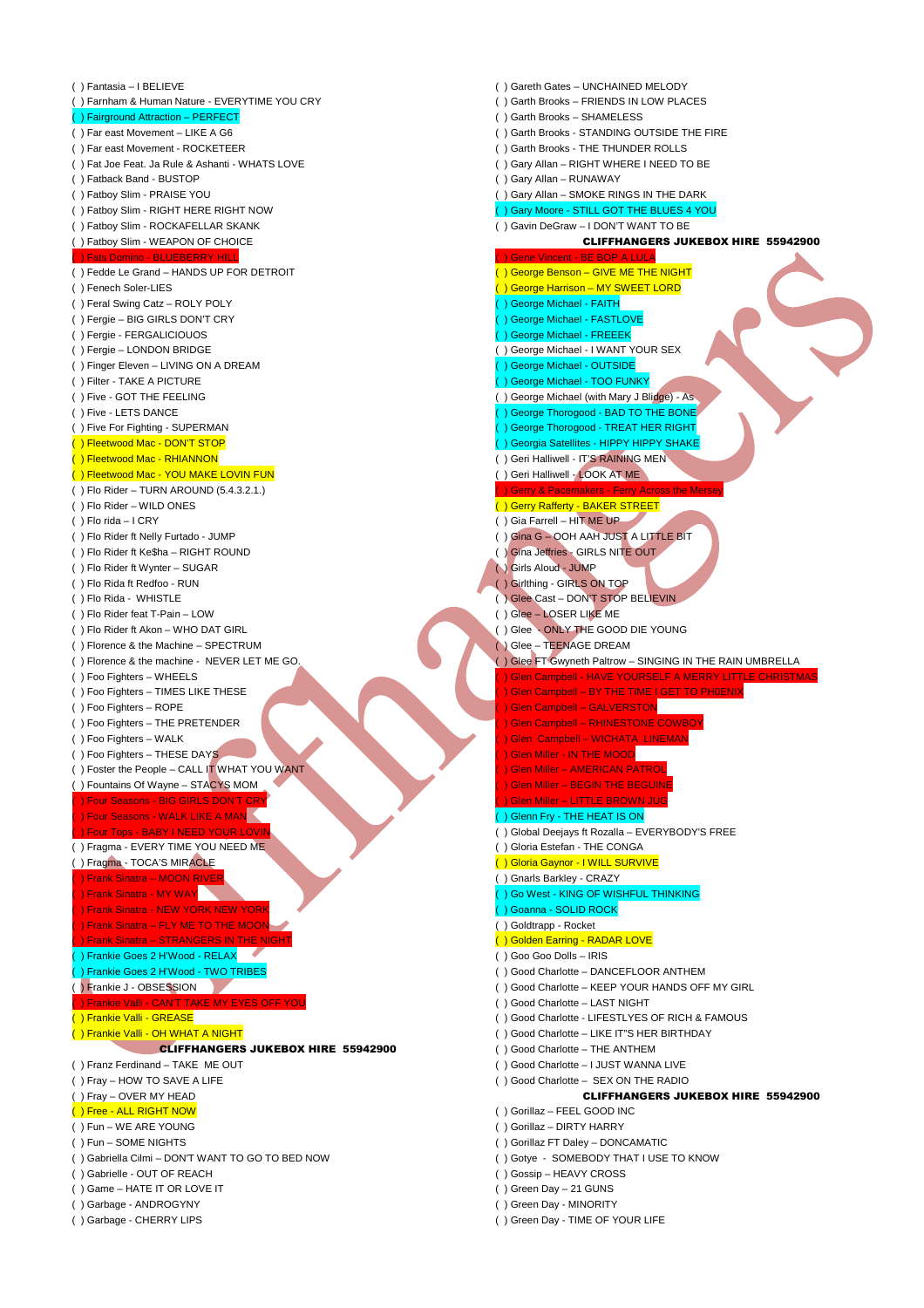( ) Fantasia – I BELIEVE
( ) Farnham & Human Nature - EVERYTIME YOU CRY
( ) Fairground Attraction – PERFECT
( ) Far east Movement – LIKE A G6
( ) Far east Movement - ROCKETEER
( ) Fat Joe Feat. Ja Rule & Ashanti - WHATS LOVE
( ) Fatback Band - BUSTOP
( ) Fatboy Slim - PRAISE YOU
( ) Fatboy Slim - RIGHT HERE RIGHT NOW
( ) Fatboy Slim - ROCKAFELLAR SKANK
( ) Fatboy Slim - WEAPON OF CHOICE
( ) Fats Domino - BLUEBERRY HILL
( ) Fedde Le Grand – HANDS UP FOR DETROIT
( ) Fenech Soler-LIES
( ) Feral Swing Catz – ROLY POLY
( ) Fergie – BIG GIRLS DON'T CRY
( ) Fergie - FERGALICIOUOS
( ) Fergie – LONDON BRIDGE
( ) Finger Eleven – LIVING ON A DREAM
( ) Filter - TAKE A PICTURE
( ) Five - GOT THE FEELING
( ) Five - LETS DANCE
( ) Five For Fighting - SUPERMAN
( ) Fleetwood Mac - DON'T STOP
( ) Fleetwood Mac - RHIANNON
( ) Fleetwood Mac - YOU MAKE LOVIN FUN
( ) Flo Rider – TURN AROUND (5.4.3.2.1.)
( ) Flo Rider – WILD ONES
( ) Flo rida – I CRY
( ) Flo Rider ft Nelly Furtado - JUMP
( ) Flo Rider ft Ke$ha – RIGHT ROUND
( ) Flo Rider ft Wynter – SUGAR
( ) Flo Rida ft Redfoo - RUN
( ) Flo Rida - WHISTLE
( ) Flo Rider feat T-Pain – LOW
( ) Flo Rider ft Akon – WHO DAT GIRL
( ) Florence & the Machine – SPECTRUM
( ) Florence & the machine - NEVER LET ME GO.
( ) Foo Fighters – WHEELS
( ) Foo Fighters – TIMES LIKE THESE
( ) Foo Fighters – ROPE
( ) Foo Fighters – THE PRETENDER
( ) Foo Fighters – WALK
( ) Foo Fighters – THESE DAYS
( ) Foster the People – CALL IT WHAT YOU WANT
( ) Fountains Of Wayne – STACYS MOM
( ) Four Seasons - BIG GIRLS DON'T CRY
( ) Four Seasons - WALK LIKE A MAN
( ) Four Tops - BABY I NEED YOUR LOVIN
( ) Fragma - EVERY TIME YOU NEED ME
( ) Fragma - TOCA'S MIRACLE
( ) Frank Sinatra – MOON RIVER
( ) Frank Sinatra - MY WAY
( ) Frank Sinatra - NEW YORK NEW YORK
( ) Frank Sinatra – FLY ME TO THE MOON
( ) Frank Sinatra – STRANGERS IN THE NIGHT
( ) Frankie Goes 2 H'Wood - RELAX
( ) Frankie Goes 2 H'Wood - TWO TRIBES
( ) Frankie J - OBSESSION
( ) Frankie Valli - CAN'T TAKE MY EYES OFF YOU
( ) Frankie Valli - GREASE
( ) Frankie Valli - OH WHAT A NIGHT

**CLIFFHANGERS JUKEBOX HIRE 55942900**

( ) Franz Ferdinand – TAKE ME OUT
( ) Fray – HOW TO SAVE A LIFE
( ) Fray – OVER MY HEAD
( ) Free - ALL RIGHT NOW
( ) Fun – WE ARE YOUNG
( ) Fun – SOME NIGHTS
( ) Gabriella Cilmi – DON'T WANT TO GO TO BED NOW
( ) Gabrielle - OUT OF REACH
( ) Game – HATE IT OR LOVE IT
( ) Garbage - ANDROGYNY
( ) Garbage - CHERRY LIPS
( ) Gareth Gates – UNCHAINED MELODY
( ) Garth Brooks – FRIENDS IN LOW PLACES
( ) Garth Brooks – SHAMELESS
( ) Garth Brooks - STANDING OUTSIDE THE FIRE
( ) Garth Brooks - THE THUNDER ROLLS
( ) Gary Allan – RIGHT WHERE I NEED TO BE
( ) Gary Allan – RUNAWAY
( ) Gary Allan – SMOKE RINGS IN THE DARK
( ) Gary Moore - STILL GOT THE BLUES 4 YOU
( ) Gavin DeGraw – I DON'T WANT TO BE

**CLIFFHANGERS JUKEBOX HIRE 55942900**

( ) Gene Vincent - BE BOP A LULA
( ) George Benson – GIVE ME THE NIGHT
( ) George Harrison – MY SWEET LORD
( ) George Michael - FAITH
( ) George Michael - FASTLOVE
( ) George Michael - FREEEK
( ) George Michael - I WANT YOUR SEX
( ) George Michael - OUTSIDE
( ) George Michael - TOO FUNKY
( ) George Michael (with Mary J Bldge) - As
( ) George Thorogood - BAD TO THE BONE
( ) George Thorogood - TREAT HER RIGHT
( ) Georgia Satellites - HIPPY HIPPY SHAKE
( ) Geri Halliwell - IT'S RAINING MEN
( ) Geri Halliwell - LOOK AT ME
( ) Gerry & Pacemakers - Ferry Across the Mersey
( ) Gerry Rafferty - BAKER STREET
( ) Gia Farrell – HIT ME UP
( ) Gina G – OOH AAH JUST A LITTLE BIT
( ) Gina Jeffries - GIRLS NITE OUT
( ) Girls Aloud - JUMP
( ) Girlthing - GIRLS ON TOP
( ) Glee Cast – DON'T STOP BELIEVIN
( ) Glee – LOSER LIKE ME
( ) Glee - ONLY THE GOOD DIE YOUNG
( ) Glee – TEENAGE DREAM
( ) Glee FT Gwyneth Paltrow – SINGING IN THE RAIN UMBRELLA
( ) Glen Campbell - HAVE YOURSELF A MERRY LITTLE CHRISTMAS
( ) Glen Campbell – BY THE TIME I GET TO PHOENIX
( ) Glen Campbell – GALVERSTON
( ) Glen Campbell – RHINESTONE COWBOY
( ) Glen Campbell – WICHATA LINEMAN
( ) Glen Miller - IN THE MOOD
( ) Glen Miller – AMERICAN PATROL
( ) Glen Miller – BEGIN THE BEGUINE
( ) Glen Miller – LITTLE BROWN JUG
( ) Glenn Fry - THE HEAT IS ON
( ) Global Deejays ft Rozalla – EVERYBODY'S FREE
( ) Gloria Estefan - THE CONGA
( ) Gloria Gaynor - I WILL SURVIVE
( ) Gnarls Barkley - CRAZY
( ) Go West - KING OF WISHFUL THINKING
( ) Goanna - SOLID ROCK
( ) Goldtrapp - Rocket
( ) Golden Earring - RADAR LOVE
( ) Goo Goo Dolls – IRIS
( ) Good Charlotte – DANCEFLOOR ANTHEM
( ) Good Charlotte – KEEP YOUR HANDS OFF MY GIRL
( ) Good Charlotte – LAST NIGHT
( ) Good Charlotte – LIFESTLYES OF RICH & FAMOUS
( ) Good Charlotte – LIKE IT"S HER BIRTHDAY
( ) Good Charlotte – THE ANTHEM
( ) Good Charlotte – I JUST WANNA LIVE
( ) Good Charlotte - SEX ON THE RADIO

**CLIFFHANGERS JUKEBOX HIRE 55942900**

( ) Gorillaz – FEEL GOOD INC
( ) Gorillaz – DIRTY HARRY
( ) Gorillaz FT Daley – DONCAMATIC
( ) Gotye - SOMEBODY THAT I USE TO KNOW
( ) Gossip – HEAVY CROSS
( ) Green Day – 21 GUNS
( ) Green Day - MINORITY
( ) Green Day - TIME OF YOUR LIFE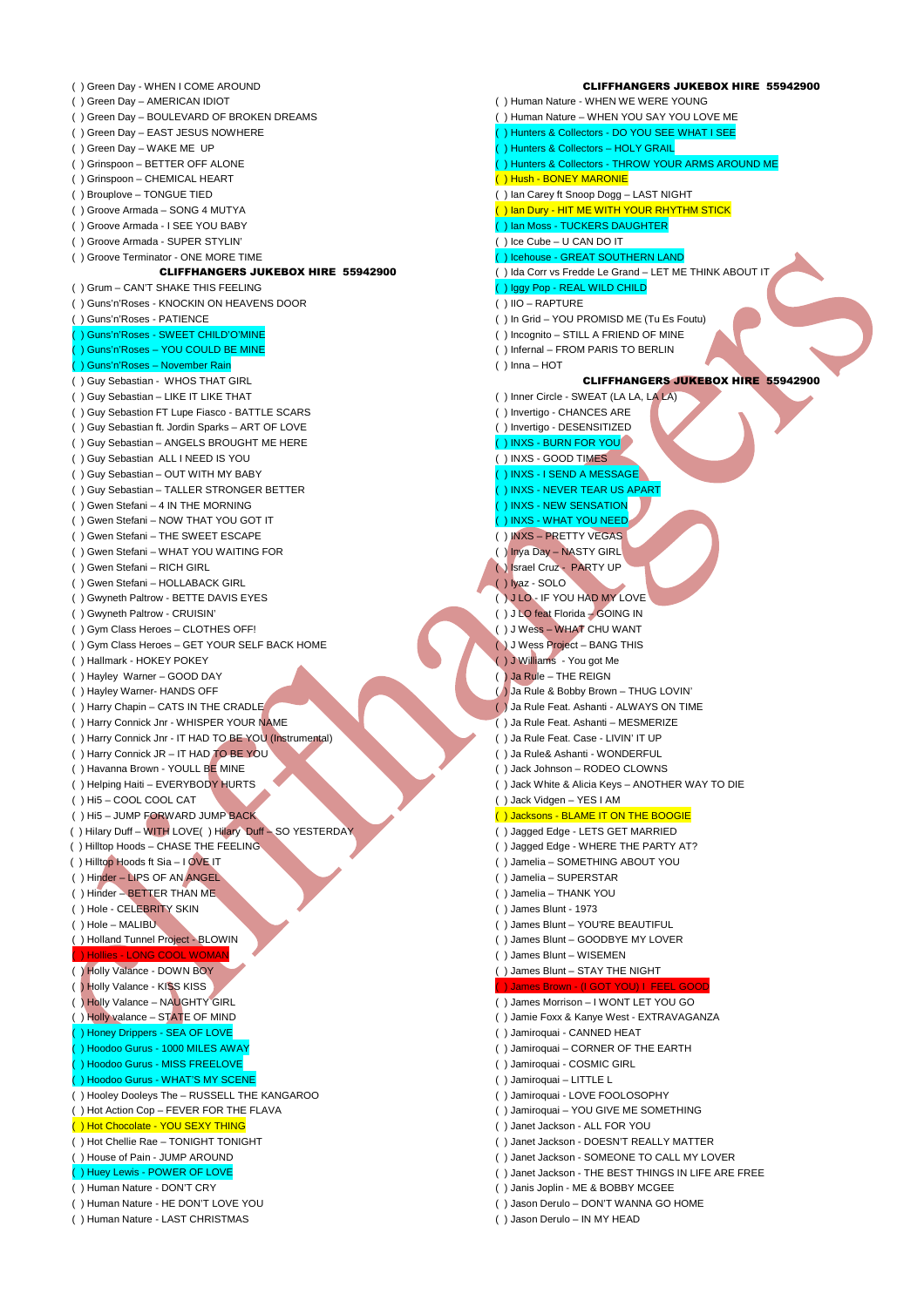( ) Green Day - WHEN I COME AROUND
( ) Green Day – AMERICAN IDIOT
( ) Green Day – BOULEVARD OF BROKEN DREAMS
( ) Green Day - EAST JESUS NOWHERE
( ) Green Day – WAKE ME UP
( ) Grinspoon – BETTER OFF ALONE
( ) Grinspoon – CHEMICAL HEART
( ) Brouplove – TONGUE TIED
( ) Groove Armada – SONG 4 MUTYA
( ) Groove Armada - I SEE YOU BABY
( ) Groove Armada - SUPER STYLIN'
( ) Groove Terminator - ONE MORE TIME

**CLIFFHANGERS JUKEBOX HIRE 55942900**

( ) Grum – CAN'T SHAKE THIS FEELING
( ) Guns'n'Roses - KNOCKIN ON HEAVENS DOOR
( ) Guns'n'Roses - PATIENCE
( ) Guns'n'Roses - SWEET CHILD'O'MINE
( ) Guns'n'Roses - YOU COULD BE MINE
( ) Guns'n'Roses – November Rain
( ) Guy Sebastian - WHOS THAT GIRL
( ) Guy Sebastian – LIKE IT LIKE THAT
( ) Guy Sebastion FT Lupe Fiasco - BATTLE SCARS
( ) Guy Sebastian ft. Jordin Sparks – ART OF LOVE
( ) Guy Sebastian – ANGELS BROUGHT ME HERE
( ) Guy Sebastian ALL I NEED IS YOU
( ) Guy Sebastian – OUT WITH MY BABY
( ) Guy Sebastian – TALLER STRONGER BETTER
( ) Gwen Stefani – 4 IN THE MORNING
( ) Gwen Stefani – NOW THAT YOU GOT IT
( ) Gwen Stefani – THE SWEET ESCAPE
( ) Gwen Stefani – WHAT YOU WAITING FOR
( ) Gwen Stefani – RICH GIRL
( ) Gwen Stefani – HOLLABACK GIRL
( ) Gwyneth Paltrow - BETTE DAVIS EYES
( ) Gwyneth Paltrow - CRUISIN'
( ) Gym Class Heroes – CLOTHES OFF!
( ) Gym Class Heroes – GET YOUR SELF BACK HOME
( ) Hallmark - HOKEY POKEY
( ) Hayley Warner – GOOD DAY
( ) Hayley Warner- HANDS OFF
( ) Harry Chapin – CATS IN THE CRADLE
( ) Harry Connick Jnr - WHISPER YOUR NAME
( ) Harry Connick Jnr - IT HAD TO BE YOU (Instrumental)
( ) Harry Connick JR – IT HAD TO BE YOU
( ) Havanna Brown - YOULL BE MINE
( ) Helping Haiti – EVERYBODY HURTS
( ) Hi5 – COOL COOL CAT
( ) Hi5 – JUMP FORWARD JUMP BACK
( ) Hilary Duff – WITH LOVE( ) Hilary Duff – SO YESTERDAY
( ) Hilltop Hoods – CHASE THE FEELING
( ) Hilltop Hoods ft Sia – I OVE IT
( ) Hinder – LIPS OF AN ANGEL
( ) Hinder – BETTER THAN ME
( ) Hole - CELEBRITY SKIN
( ) Hole – MALIBU
( ) Holland Tunnel Project - BLOWIN
( ) Hollies - LONG COOL WOMAN
( ) Holly Valance - DOWN BOY
( ) Holly Valance - KISS KISS
( ) Holly Valance – NAUGHTY GIRL
( ) Holly valance – STATE OF MIND
( ) Honey Drippers - SEA OF LOVE
( ) Hoodoo Gurus - 1000 MILES AWAY
( ) Hoodoo Gurus - MISS FREELOVE
( ) Hoodoo Gurus - WHAT'S MY SCENE
( ) Hooley Dooleys The – RUSSELL THE KANGAROO
( ) Hot Action Cop – FEVER FOR THE FLAVA
( ) Hot Chocolate - YOU SEXY THING
( ) Hot Chellie Rae – TONIGHT TONIGHT
( ) House of Pain - JUMP AROUND
( ) Huey Lewis - POWER OF LOVE
( ) Human Nature - DON'T CRY
( ) Human Nature - HE DON'T LOVE YOU
( ) Human Nature - LAST CHRISTMAS

**CLIFFHANGERS JUKEBOX HIRE 55942900**

( ) Human Nature - WHEN WE WERE YOUNG
( ) Human Nature – WHEN YOU SAY YOU LOVE ME
( ) Hunters & Collectors - DO YOU SEE WHAT I SEE
( ) Hunters & Collectors – HOLY GRAIL
( ) Hunters & Collectors - THROW YOUR ARMS AROUND ME
( ) Hush - BONEY MARONIE
( ) Ian Carey ft Snoop Dogg – LAST NIGHT
( ) Ian Dury - HIT ME WITH YOUR RHYTHM STICK
( ) Ian Moss - TUCKERS DAUGHTER
( ) Ice Cube – U CAN DO IT
( ) Icehouse - GREAT SOUTHERN LAND
( ) Ida Corr vs Fredde Le Grand – LET ME THINK ABOUT IT
( ) Iggy Pop - REAL WILD CHILD
( ) IIO – RAPTURE
( ) In Grid – YOU PROMISD ME (Tu Es Foutu)
( ) Incognito – STILL A FRIEND OF MINE
( ) Infernal – FROM PARIS TO BERLIN
( ) Inna – HOT

**CLIFFHANGERS JUKEBOX HIRE 55942900**

( ) Inner Circle - SWEAT (LA LA, LA LA)
( ) Invertigo - CHANCES ARE
( ) Invertigo - DESENSITIZED
( ) INXS - BURN FOR YOU
( ) INXS - GOOD TIMES
( ) INXS - I SEND A MESSAGE
( ) INXS - NEVER TEAR US APART
( ) INXS - NEW SENSATION
( ) INXS - WHAT YOU NEED
( ) INXS – PRETTY VEGAS
( ) Inya Day – NASTY GIRL
( ) Israel Cruz - PARTY UP
( ) Iyaz - SOLO
( ) J LO - IF YOU HAD MY LOVE
( ) J LO feat Florida – GOING IN
( ) J Wess – WHAT CHU WANT
( ) J Wess Project – BANG THIS
( ) J Williams - You got Me
( ) Ja Rule – THE REIGN
( ) Ja Rule & Bobby Brown – THUG LOVIN'
( ) Ja Rule Feat. Ashanti - ALWAYS ON TIME
( ) Ja Rule Feat. Ashanti – MESMERIZE
( ) Ja Rule Feat. Case - LIVIN' IT UP
( ) Ja Rule& Ashanti - WONDERFUL
( ) Jack Johnson – RODEO CLOWNS
( ) Jack White & Alicia Keys – ANOTHER WAY TO DIE
( ) Jack Vidgen – YES I AM
( ) Jacksons - BLAME IT ON THE BOOGIE
( ) Jagged Edge - LETS GET MARRIED
( ) Jagged Edge - WHERE THE PARTY AT?
( ) Jamelia – SOMETHING ABOUT YOU
( ) Jamelia – SUPERSTAR
( ) Jamelia – THANK YOU
( ) James Blunt - 1973
( ) James Blunt – YOU'RE BEAUTIFUL
( ) James Blunt – GOODBYE MY LOVER
( ) James Blunt – WISEMEN
( ) James Blunt – STAY THE NIGHT
( ) James Brown - (I GOT YOU) I FEEL GOOD
( ) James Morrison – I WONT LET YOU GO
( ) Jamie Foxx & Kanye West - EXTRAVAGANZA
( ) Jamiroquai - CANNED HEAT
( ) Jamiroquai – CORNER OF THE EARTH
( ) Jamiroquai - COSMIC GIRL
( ) Jamiroquai – LITTLE L
( ) Jamiroquai - LOVE FOOLOSOPHY
( ) Jamiroquai – YOU GIVE ME SOMETHING
( ) Janet Jackson - ALL FOR YOU
( ) Janet Jackson - DOESN'T REALLY MATTER
( ) Janet Jackson - SOMEONE TO CALL MY LOVER
( ) Janet Jackson - THE BEST THINGS IN LIFE ARE FREE
( ) Janis Joplin - ME & BOBBY MCGEE
( ) Jason Derulo – DON'T WANNA GO HOME
( ) Jason Derulo – IN MY HEAD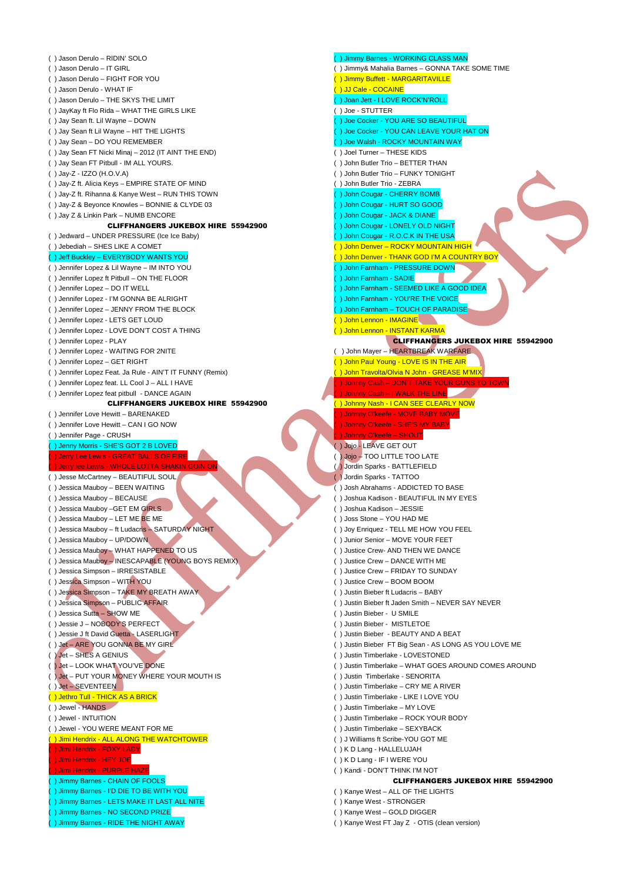( ) Jason Derulo – RIDIN' SOLO
( ) Jason Derulo – IT GIRL
( ) Jason Derulo – FIGHT FOR YOU
( ) Jason Derulo – WHAT IF
( ) Jason Derulo – THE SKYS THE LIMIT
( ) JayKay ft Flo Rida – WHAT THE GIRLS LIKE
( ) Jay Sean ft. Lil Wayne – DOWN
( ) Jay Sean ft Lil Wayne – HIT THE LIGHTS
( ) Jay Sean – DO YOU REMEMBER
( ) Jay Sean FT Nicki Minaj – 2012 (IT AINT THE END)
( ) Jay Sean FT Pitbull - IM ALL YOURS.
( ) Jay-Z - IZZO (H.O.V.A)
( ) Jay-Z ft. Alicia Keys – EMPIRE STATE OF MIND
( ) Jay-Z ft. Rihanna & Kanye West – RUN THIS TOWN
( ) Jay-Z & Beyonce Knowles – BONNIE & CLYDE 03
( ) Jay Z & Linkin Park – NUMB ENCORE

**CLIFFHANGERS JUKEBOX HIRE 55942900**

( ) Jedward – UNDER PRESSURE (Ice Ice Baby)
( ) Jebediah – SHES LIKE A COMET
( ) Jeff Buckley – EVERYBODY WANTS YOU
( ) Jennifer Lopez & Lil Wayne – IM INTO YOU
( ) Jennifer Lopez ft Pitbull – ON THE FLOOR
( ) Jennifer Lopez – DO IT WELL
( ) Jennifer Lopez - I'M GONNA BE ALRIGHT
( ) Jennifer Lopez – JENNY FROM THE BLOCK
( ) Jennifer Lopez - LETS GET LOUD
( ) Jennifer Lopez - LOVE DON'T COST A THING
( ) Jennifer Lopez - PLAY
( ) Jennifer Lopez - WAITING FOR 2NITE
( ) Jennifer Lopez – GET RIGHT
( ) Jennifer Lopez Feat. Ja Rule - AIN'T IT FUNNY (Remix)
( ) Jennifer Lopez feat. LL Cool J – ALL I HAVE
( ) Jennifer Lopez feat pitbull - DANCE AGAIN

**CLIFFHANGERS JUKEBOX HIRE 55942900**

( ) Jennifer Love Hewitt – BARENAKED
( ) Jennifer Love Hewitt – CAN I GO NOW
( ) Jennifer Page - CRUSH
( ) Jenny Morris - SHE'S GOT 2 B LOVED
( ) Jerry Lee Lewis - GREAT BALLS OF FIRE
( ) Jerry lee Lewis - WHOLE LOTTA SHAKIN GOIN ON
( ) Jesse McCartney – BEAUTIFUL SOUL
( ) Jessica Mauboy – BEEN WAITING
( ) Jessica Mauboy – BECAUSE
( ) Jessica Mauboy –GET EM GIRLS
( ) Jessica Mauboy – LET ME BE ME
( ) Jessica Mauboy – ft Ludacris – SATURDAY NIGHT
( ) Jessica Mauboy – UP/DOWN
( ) Jessica Mauboy – WHAT HAPPENED TO US
( ) Jessica Mauboy – INESCAPABLE (YOUNG BOYS REMIX)
( ) Jessica Simpson – IRRESISTABLE
( ) Jessica Simpson – WITH YOU
( ) Jessica Simpson – TAKE MY BREATH AWAY
( ) Jessica Simpson – PUBLIC AFFAIR
( ) Jessica Sutta – SHOW ME
( ) Jessie J – NOBODY'S PERFECT
( ) Jessie J ft David Guetta - LASERLIGHT
( ) Jet – ARE YOU GONNA BE MY GIRL
( ) Jet – SHES A GENIUS
( ) Jet – LOOK WHAT YOU'VE DONE
( ) Jet – PUT YOUR MONEY WHERE YOUR MOUTH IS
( ) Jet – SEVENTEEN
( ) Jethro Tull - THICK AS A BRICK
( ) Jewel - HANDS
( ) Jewel - INTUITION
( ) Jewel - YOU WERE MEANT FOR ME
( ) Jimi Hendrix - ALL ALONG THE WATCHTOWER
( ) Jimi Hendrix - FOXY LADY
( ) Jimi Hendrix - HEY JOE
( ) Jimi Hendrix - PURPLE HAZE
( ) Jimmy Barnes - CHAIN OF FOOLS
( ) Jimmy Barnes - I'D DIE TO BE WITH YOU
( ) Jimmy Barnes - LETS MAKE IT LAST ALL NITE
( ) Jimmy Barnes - NO SECOND PRIZE
( ) Jimmy Barnes - RIDE THE NIGHT AWAY
( ) Jimmy Barnes - WORKING CLASS MAN
( ) Jimmy& Mahalia Barnes – GONNA TAKE SOME TIME
( ) Jimmy Buffett - MARGARITAVILLE
( ) JJ Cale - COCAINE
( ) Joan Jett - I LOVE ROCK'N'ROLL
( ) Joe - STUTTER
( ) Joe Cocker - YOU ARE SO BEAUTIFUL
( ) Joe Cocker - YOU CAN LEAVE YOUR HAT ON
( ) Joe Walsh - ROCKY MOUNTAIN WAY
( ) Joel Turner – THESE KIDS
( ) John Butler Trio – BETTER THAN
( ) John Butler Trio – FUNKY TONIGHT
( ) John Butler Trio - ZEBRA
( ) John Cougar - CHERRY BOMB
( ) John Cougar - HURT SO GOOD
( ) John Cougar - JACK & DIANE
( ) John Cougar - LONELY OLD NIGHT
( ) John Cougar - R.O.C.K IN THE USA
( ) John Denver – ROCKY MOUNTAIN HIGH
( ) John Denver - THANK GOD I'M A COUNTRY BOY
( ) John Farnham - PRESSURE DOWN
( ) John Farnham - SADIE
( ) John Farnham - SEEMED LIKE A GOOD IDEA
( ) John Farnham - YOU'RE THE VOICE
( ) John Farnham - TOUCH OF PARADISE
( ) John Lennon - IMAGINE
( ) John Lennon - INSTANT KARMA

**CLIFFHANGERS JUKEBOX HIRE 55942900**

( ) John Mayer – HEARTBREAK WARFARE
( ) John Paul Young - LOVE IS IN THE AIR
( ) John Travolta/Olivia N John - GREASE M'MIX
( ) Johnny Cash – DON'T TAKE YOUR GUNS TO TOWN
( ) Johnny Cash – I WALK THE LINE
( ) Johnny Nash - I CAN SEE CLEARLY NOW
( ) Johnny O'keefe - MOVE BABY MOVE
( ) Johnny O'keefe - SHE'S MY BABY
( ) Johnny O'keefe – SHOUT
( ) Jojo - LEAVE GET OUT
( ) Jojo – TOO LITTLE TOO LATE
( ) Jordin Sparks - BATTLEFIELD
( ) Jordin Sparks - TATTOO
( ) Josh Abrahams - ADDICTED TO BASE
( ) Joshua Kadison - BEAUTIFUL IN MY EYES
( ) Joshua Kadison – JESSIE
( ) Joss Stone – YOU HAD ME
( ) Joy Enriquez - TELL ME HOW YOU FEEL
( ) Junior Senior – MOVE YOUR FEET
( ) Justice Crew- AND THEN WE DANCE
( ) Justice Crew – DANCE WITH ME
( ) Justice Crew – FRIDAY TO SUNDAY
( ) Justice Crew – BOOM BOOM
( ) Justin Bieber ft Ludacris – BABY
( ) Justin Bieber ft Jaden Smith – NEVER SAY NEVER
( ) Justin Bieber - U SMILE
( ) Justin Bieber - MISTLETOE
( ) Justin Bieber - BEAUTY AND A BEAT
( ) Justin Bieber FT Big Sean - AS LONG AS YOU LOVE ME
( ) Justin Timberlake - LOVESTONED
( ) Justin Timberlake – WHAT GOES AROUND COMES AROUND
( ) Justin Timberlake - SENORITA
( ) Justin Timberlake – CRY ME A RIVER
( ) Justin Timberlake - LIKE I LOVE YOU
( ) Justin Timberlake – MY LOVE
( ) Justin Timberlake – ROCK YOUR BODY
( ) Justin Timberlake – SEXYBACK
( ) J Williams ft Scribe-YOU GOT ME
( ) K D Lang - HALLELUJAH
( ) K D Lang - IF I WERE YOU
( ) Kandi - DON'T THINK I'M NOT

**CLIFFHANGERS JUKEBOX HIRE 55942900**

( ) Kanye West – ALL OF THE LIGHTS
( ) Kanye West - STRONGER
( ) Kanye West – GOLD DIGGER
( ) Kanye West FT Jay Z - OTIS (clean version)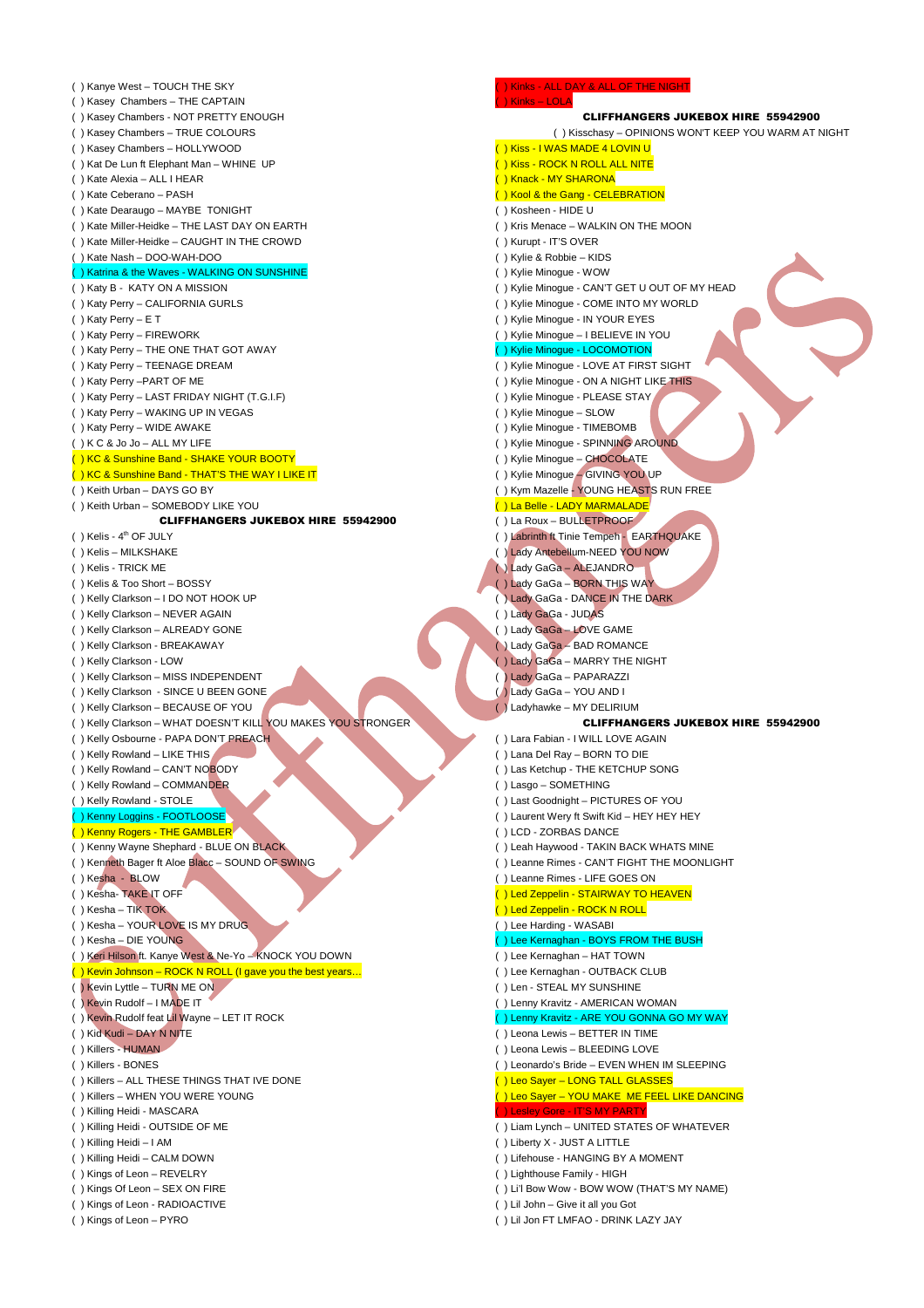( ) Kanye West – TOUCH THE SKY
( ) Kasey Chambers – THE CAPTAIN
( ) Kasey Chambers – NOT PRETTY ENOUGH
( ) Kasey Chambers – TRUE COLOURS
( ) Kasey Chambers – HOLLYWOOD
( ) Kat De Lun ft Elephant Man – WHINE UP
( ) Kate Alexia – ALL I HEAR
( ) Kate Ceberano – PASH
( ) Kate Dearaugo – MAYBE TONIGHT
( ) Kate Miller-Heidke – THE LAST DAY ON EARTH
( ) Kate Miller-Heidke – CAUGHT IN THE CROWD
( ) Kate Nash – DOO-WAH-DOO
( ) Katrina & the Waves - WALKING ON SUNSHINE
( ) Katy B - KATY ON A MISSION
( ) Katy Perry – CALIFORNIA GURLS
( ) Katy Perry – E T
( ) Katy Perry – FIREWORK
( ) Katy Perry – THE ONE THAT GOT AWAY
( ) Katy Perry – TEENAGE DREAM
( ) Katy Perry –PART OF ME
( ) Katy Perry – LAST FRIDAY NIGHT (T.G.I.F)
( ) Katy Perry – WAKING UP IN VEGAS
( ) Katy Perry – WIDE AWAKE
( ) K C & Jo Jo – ALL MY LIFE
( ) KC & Sunshine Band - SHAKE YOUR BOOTY
( ) KC & Sunshine Band - THAT'S THE WAY I LIKE IT
( ) Keith Urban – DAYS GO BY
( ) Keith Urban – SOMEBODY LIKE YOU

**CLIFFHANGERS JUKEBOX HIRE 55942900**

( ) Kelis - 4th OF JULY
( ) Kelis – MILKSHAKE
( ) Kelis - TRICK ME
( ) Kelis & Too Short – BOSSY
( ) Kelly Clarkson – I DO NOT HOOK UP
( ) Kelly Clarkson – NEVER AGAIN
( ) Kelly Clarkson – ALREADY GONE
( ) Kelly Clarkson - BREAKAWAY
( ) Kelly Clarkson - LOW
( ) Kelly Clarkson – MISS INDEPENDENT
( ) Kelly Clarkson - SINCE U BEEN GONE
( ) Kelly Clarkson – BECAUSE OF YOU
( ) Kelly Clarkson – WHAT DOESN'T KILL YOU MAKES YOU STRONGER
( ) Kelly Osbourne - PAPA DON'T PREACH
( ) Kelly Rowland – LIKE THIS
( ) Kelly Rowland – CAN'T NOBODY
( ) Kelly Rowland – COMMANDER
( ) Kelly Rowland - STOLE
( ) Kenny Loggins - FOOTLOOSE
( ) Kenny Rogers - THE GAMBLER
( ) Kenny Wayne Shephard - BLUE ON BLACK
( ) Kenneth Bager ft Aloe Blacc – SOUND OF SWING
( ) Kesha - BLOW
( ) Kesha- TAKE IT OFF
( ) Kesha – TIK TOK
( ) Kesha – YOUR LOVE IS MY DRUG
( ) Kesha – DIE YOUNG
( ) Keri Hilson ft. Kanye West & Ne-Yo – KNOCK YOU DOWN
( ) Kevin Johnson – ROCK N ROLL (I gave you the best years…
( ) Kevin Lyttle – TURN ME ON
( ) Kevin Rudolf – I MADE IT
( ) Kevin Rudolf feat Lil Wayne – LET IT ROCK
( ) Kid Kudi – DAY N NITE
( ) Killers - HUMAN
( ) Killers - BONES
( ) Killers – ALL THESE THINGS THAT IVE DONE
( ) Killers – WHEN YOU WERE YOUNG
( ) Killing Heidi - MASCARA
( ) Killing Heidi - OUTSIDE OF ME
( ) Killing Heidi – I AM
( ) Killing Heidi – CALM DOWN
( ) Kings of Leon – REVELRY
( ) Kings Of Leon – SEX ON FIRE
( ) Kings of Leon - RADIOACTIVE
( ) Kings of Leon – PYRO
( ) Kinks - ALL DAY & ALL OF THE NIGHT
( ) Kinks – LOLA

**CLIFFHANGERS JUKEBOX HIRE 55942900**

( ) Kisschasy – OPINIONS WON'T KEEP YOU WARM AT NIGHT
( ) Kiss - I WAS MADE 4 LOVIN U
( ) Kiss - ROCK N ROLL ALL NITE
( ) Knack - MY SHARONA
( ) Kool & the Gang - CELEBRATION
( ) Kosheen - HIDE U
( ) Kris Menace – WALKIN ON THE MOON
( ) Kurupt - IT'S OVER
( ) Kylie & Robbie – KIDS
( ) Kylie Minogue - WOW
( ) Kylie Minogue - CAN'T GET U OUT OF MY HEAD
( ) Kylie Minogue - COME INTO MY WORLD
( ) Kylie Minogue - IN YOUR EYES
( ) Kylie Minogue – I BELIEVE IN YOU
( ) Kylie Minogue - LOCOMOTION
( ) Kylie Minogue - LOVE AT FIRST SIGHT
( ) Kylie Minogue - ON A NIGHT LIKE THIS
( ) Kylie Minogue - PLEASE STAY
( ) Kylie Minogue – SLOW
( ) Kylie Minogue - TIMEBOMB
( ) Kylie Minogue - SPINNING AROUND
( ) Kylie Minogue – CHOCOLATE
( ) Kylie Minogue – GIVING YOU UP
( ) Kym Mazelle - YOUNG HEARTS RUN FREE
( ) La Belle - LADY MARMALADE
( ) La Roux – BULLETPROOF
( ) Labrinth ft Tinie Tempeh - EARTHQUAKE
( ) Lady Antebellum-NEED YOU NOW
( ) Lady GaGa – ALEJANDRO
( ) Lady GaGa – BORN THIS WAY
( ) Lady GaGa - DANCE IN THE DARK
( ) Lady GaGa - JUDAS
( ) Lady GaGa – LOVE GAME
( ) Lady GaGa – BAD ROMANCE
( ) Lady GaGa – MARRY THE NIGHT
( ) Lady GaGa – PAPARAZZI
( ) Lady GaGa – YOU AND I
( ) Ladyhawke – MY DELIRIUM

**CLIFFHANGERS JUKEBOX HIRE 55942900**

( ) Lara Fabian - I WILL LOVE AGAIN
( ) Lana Del Ray – BORN TO DIE
( ) Las Ketchup - THE KETCHUP SONG
( ) Lasgo – SOMETHING
( ) Last Goodnight – PICTURES OF YOU
( ) Laurent Wery ft Swift Kid – HEY HEY HEY
( ) LCD - ZORBAS DANCE
( ) Leah Haywood - TAKIN BACK WHATS MINE
( ) Leanne Rimes - CAN'T FIGHT THE MOONLIGHT
( ) Leanne Rimes - LIFE GOES ON
( ) Led Zeppelin - STAIRWAY TO HEAVEN
( ) Led Zeppelin - ROCK N ROLL
( ) Lee Harding - WASABI
( ) Lee Kernaghan - BOYS FROM THE BUSH
( ) Lee Kernaghan – HAT TOWN
( ) Lee Kernaghan - OUTBACK CLUB
( ) Len - STEAL MY SUNSHINE
( ) Lenny Kravitz - AMERICAN WOMAN
( ) Lenny Kravitz - ARE YOU GONNA GO MY WAY
( ) Leona Lewis – BETTER IN TIME
( ) Leona Lewis – BLEEDING LOVE
( ) Leonardo's Bride – EVEN WHEN IM SLEEPING
( ) Leo Sayer – LONG TALL GLASSES
( ) Leo Sayer – YOU MAKE ME FEEL LIKE DANCING
( ) Lesley Gore - IT'S MY PARTY
( ) Liam Lynch – UNITED STATES OF WHATEVER
( ) Liberty X - JUST A LITTLE
( ) Lifehouse - HANGING BY A MOMENT
( ) Lighthouse Family - HIGH
( ) Li'l Bow Wow - BOW WOW (THAT'S MY NAME)
( ) Lil John – Give it all you Got
( ) Lil Jon FT LMFAO - DRINK LAZY JAY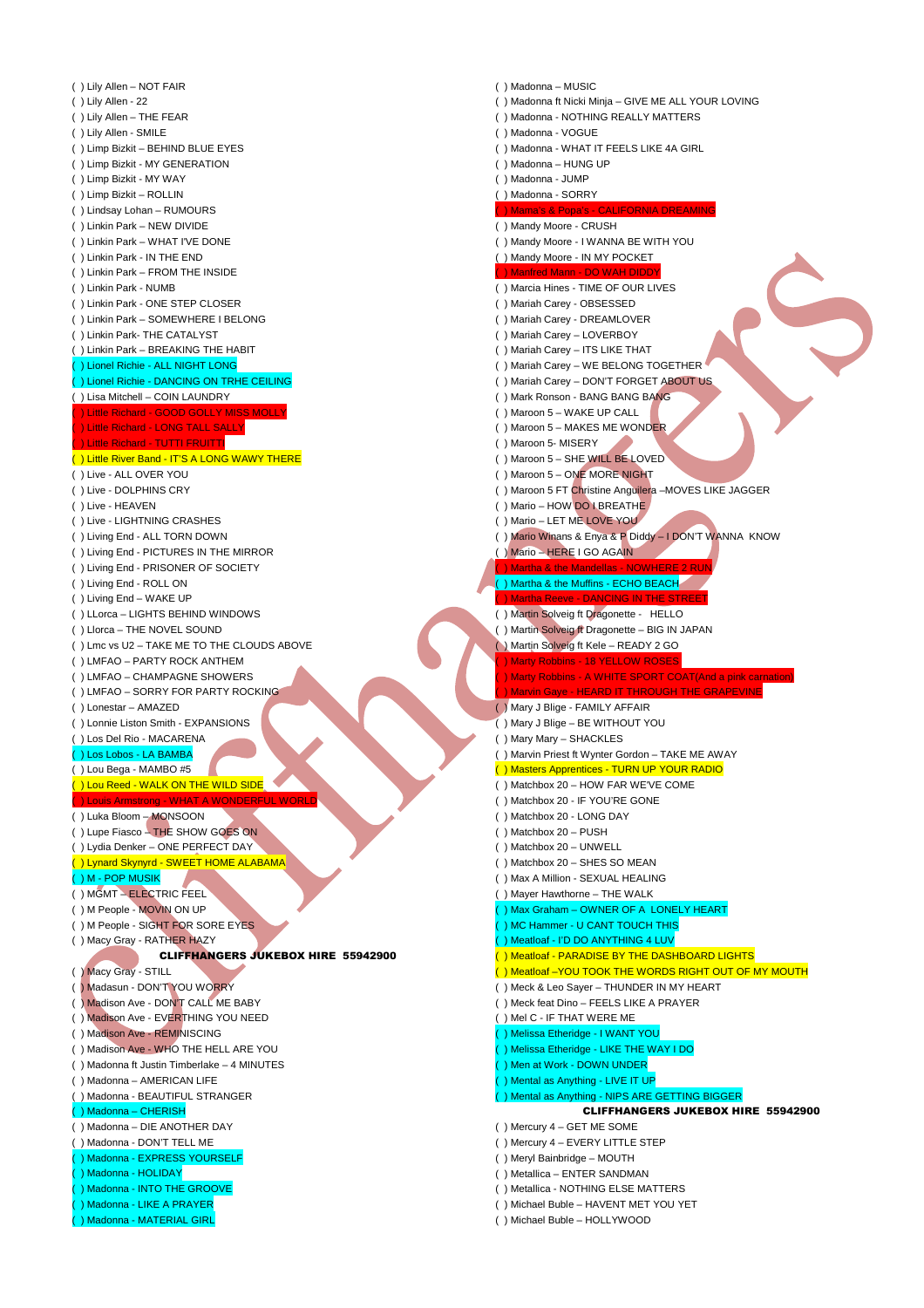( ) Lily Allen – NOT FAIR
( ) Lily Allen – 22
( ) Lily Allen – THE FEAR
( ) Lily Allen - SMILE
( ) Limp Bizkit – BEHIND BLUE EYES
( ) Limp Bizkit - MY GENERATION
( ) Limp Bizkit - MY WAY
( ) Limp Bizkit – ROLLIN
( ) Lindsay Lohan – RUMOURS
( ) Linkin Park – NEW DIVIDE
( ) Linkin Park – WHAT I'VE DONE
( ) Linkin Park – IN THE END
( ) Linkin Park – FROM THE INSIDE
( ) Linkin Park – NUMB
( ) Linkin Park – ONE STEP CLOSER
( ) Linkin Park – SOMEWHERE I BELONG
( ) Linkin Park- THE CATALYST
( ) Linkin Park – BREAKING THE HABIT
( ) Lionel Richie - ALL NIGHT LONG
( ) Lionel Richie - DANCING ON TRHE CEILING
( ) Lisa Mitchell – COIN LAUNDRY
( ) Little Richard - GOOD GOLLY MISS MOLLY
( ) Little Richard - LONG TALL SALLY
( ) Little Richard - TUTTI FRUITTI
( ) Little River Band - IT'S A LONG WAWY THERE
( ) Live - ALL OVER YOU
( ) Live - DOLPHINS CRY
( ) Live - HEAVEN
( ) Live - LIGHTNING CRASHES
( ) Living End - ALL TORN DOWN
( ) Living End - PICTURES IN THE MIRROR
( ) Living End - PRISONER OF SOCIETY
( ) Living End - ROLL ON
( ) Living End – WAKE UP
( ) LLorca – LIGHTS BEHIND WINDOWS
( ) Llorca – THE NOVEL SOUND
( ) Lmc vs U2 – TAKE ME TO THE CLOUDS ABOVE
( ) LMFAO – PARTY ROCK ANTHEM
( ) LMFAO – CHAMPAGNE SHOWERS
( ) LMFAO – SORRY FOR PARTY ROCKING
( ) Lonestar – AMAZED
( ) Lonnie Liston Smith - EXPANSIONS
( ) Los Del Rio - MACARENA
( ) Los Lobos - LA BAMBA
( ) Lou Bega - MAMBO #5
( ) Lou Reed - WALK ON THE WILD SIDE
( ) Louis Armstrong - WHAT A WONDERFUL WORLD
( ) Luka Bloom – MONSOON
( ) Lupe Fiasco – THE SHOW GOES ON
( ) Lydia Denker – ONE PERFECT DAY
( ) Lynard Skynyrd - SWEET HOME ALABAMA
( ) M - POP MUSIK
( ) MGMT – ELECTRIC FEEL
( ) M People - MOVIN ON UP
( ) M People - SIGHT FOR SORE EYES
( ) Macy Gray - RATHER HAZY

**CLIFFHANGERS JUKEBOX HIRE 55942900**

( ) Macy Gray - STILL
( ) Madasun - DON'T YOU WORRY
( ) Madison Ave - DON'T CALL ME BABY
( ) Madison Ave - EVERTHING YOU NEED
( ) Madison Ave - REMINISCING
( ) Madison Ave - WHO THE HELL ARE YOU
( ) Madonna ft Justin Timberlake – 4 MINUTES
( ) Madonna – AMERICAN LIFE
( ) Madonna - BEAUTIFUL STRANGER
( ) Madonna – CHERISH
( ) Madonna - DIE ANOTHER DAY
( ) Madonna - DON'T TELL ME
( ) Madonna - EXPRESS YOURSELF
( ) Madonna - HOLIDAY
( ) Madonna - INTO THE GROOVE
( ) Madonna - LIKE A PRAYER
( ) Madonna - MATERIAL GIRL
( ) Madonna – MUSIC
( ) Madonna ft Nicki Minja – GIVE ME ALL YOUR LOVING
( ) Madonna - NOTHING REALLY MATTERS
( ) Madonna - VOGUE
( ) Madonna - WHAT IT FEELS LIKE 4A GIRL
( ) Madonna – HUNG UP
( ) Madonna - JUMP
( ) Madonna - SORRY
( ) Mama's & Popa's - CALIFORNIA DREAMING
( ) Mandy Moore - CRUSH
( ) Mandy Moore - I WANNA BE WITH YOU
( ) Mandy Moore - IN MY POCKET
( ) Manfred Mann - DO WAH DIDDY
( ) Marcia Hines - TIME OF OUR LIVES
( ) Mariah Carey - OBSESSED
( ) Mariah Carey - DREAMLOVER
( ) Mariah Carey – LOVERBOY
( ) Mariah Carey – ITS LIKE THAT
( ) Mariah Carey – WE BELONG TOGETHER
( ) Mariah Carey – DON'T FORGET ABOUT US
( ) Mark Ronson - BANG BANG BANG
( ) Maroon 5 – WAKE UP CALL
( ) Maroon 5 – MAKES ME WONDER
( ) Maroon 5- MISERY
( ) Maroon 5 – SHE WILL BE LOVED
( ) Maroon 5 – ONE MORE NIGHT
( ) Maroon 5 FT Christine Anguilera –MOVES LIKE JAGGER
( ) Mario – HOW DO I BREATHE
( ) Mario – LET ME LOVE YOU
( ) Mario Winans & Enya & P Diddy – I DON'T WANNA KNOW
( ) Mario – HERE I GO AGAIN
( ) Martha & the Mandellas - NOWHERE 2 RUN
( ) Martha & the Muffins - ECHO BEACH
( ) Martha Reeve - DANCING IN THE STREET
( ) Martin Solveig ft Dragonette - HELLO
( ) Martin Solveig ft Dragonette – BIG IN JAPAN
( ) Martin Solveig ft Kele – READY 2 GO
( ) Marty Robbins - 18 YELLOW ROSES
( ) Marty Robbins - A WHITE SPORT COAT(And a pink carnation)
( ) Marvin Gaye - HEARD IT THROUGH THE GRAPEVINE
( ) Mary J Blige - FAMILY AFFAIR
( ) Mary J Blige – BE WITHOUT YOU
( ) Mary Mary – SHACKLES
( ) Marvin Priest ft Wynter Gordon – TAKE ME AWAY
( ) Masters Apprentices - TURN UP YOUR RADIO
( ) Matchbox 20 – HOW FAR WE'VE COME
( ) Matchbox 20 - IF YOU'RE GONE
( ) Matchbox 20 - LONG DAY
( ) Matchbox 20 – PUSH
( ) Matchbox 20 – UNWELL
( ) Matchbox 20 – SHES SO MEAN
( ) Max A Million - SEXUAL HEALING
( ) Mayer Hawthorne – THE WALK
( ) Max Graham – OWNER OF A LONELY HEART
( ) MC Hammer - U CANT TOUCH THIS
( ) Meatloaf - I'D DO ANYTHING 4 LUV
( ) Meatloaf - PARADISE BY THE DASHBOARD LIGHTS
( ) Meatloaf –YOU TOOK THE WORDS RIGHT OUT OF MY MOUTH
( ) Meck & Leo Sayer – THUNDER IN MY HEART
( ) Meck feat Dino – FEELS LIKE A PRAYER
( ) Mel C - IF THAT WERE ME
( ) Melissa Etheridge - I WANT YOU
( ) Melissa Etheridge - LIKE THE WAY I DO
( ) Men at Work - DOWN UNDER
( ) Mental as Anything - LIVE IT UP
( ) Mental as Anything - NIPS ARE GETTING BIGGER

**CLIFFHANGERS JUKEBOX HIRE 55942900**

( ) Mercury 4 – GET ME SOME
( ) Mercury 4 – EVERY LITTLE STEP
( ) Meryl Bainbridge – MOUTH
( ) Metallica – ENTER SANDMAN
( ) Metallica - NOTHING ELSE MATTERS
( ) Michael Buble – HAVENT MET YOU YET
( ) Michael Buble – HOLLYWOOD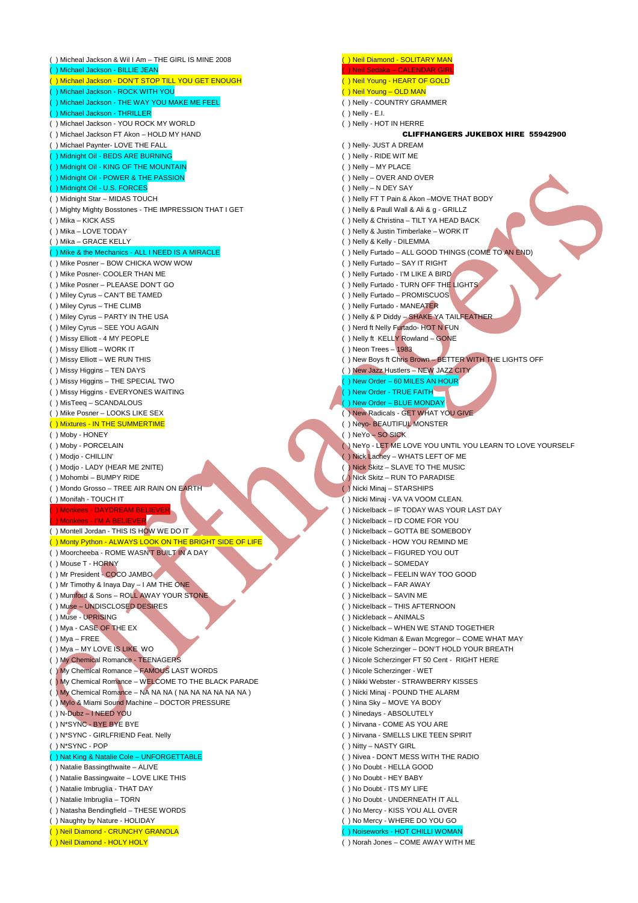( ) Micheal Jackson & Wil I Am – THE GIRL IS MINE 2008
( ) Michael Jackson - BILLIE JEAN
( ) Michael Jackson - DON'T STOP TILL YOU GET ENOUGH
( ) Michael Jackson - ROCK WITH YOU
( ) Michael Jackson - THE WAY YOU MAKE ME FEEL
( ) Michael Jackson - THRILLER
( ) Michael Jackson - YOU ROCK MY WORLD
( ) Michael Jackson FT Akon – HOLD MY HAND
( ) Michael Paynter- LOVE THE FALL
( ) Midnight Oil - BEDS ARE BURNING
( ) Midnight Oil - KING OF THE MOUNTAIN
( ) Midnight Oil - POWER & THE PASSION
( ) Midnight Oil - U.S. FORCES
( ) Midnight Star – MIDAS TOUCH
( ) Mighty Mighty Bosstones - THE IMPRESSION THAT I GET
( ) Mika – KICK ASS
( ) Mika – LOVE TODAY
( ) Mika – GRACE KELLY
( ) Mike & the Mechanics - ALL I NEED IS A MIRACLE
( ) Mike Posner – BOW CHICKA WOW WOW
( ) Mike Posner- COOLER THAN ME
( ) Mike Posner – PLEAASE DON'T GO
( ) Miley Cyrus – CAN'T BE TAMED
( ) Miley Cyrus – THE CLIMB
( ) Miley Cyrus – PARTY IN THE USA
( ) Miley Cyrus – SEE YOU AGAIN
( ) Missy Elliott - 4 MY PEOPLE
( ) Missy Elliott – WORK IT
( ) Missy Elliott – WE RUN THIS
( ) Missy Higgins – TEN DAYS
( ) Missy Higgins – THE SPECIAL TWO
( ) Missy Higgins - EVERYONES WAITING
( ) MisTeeq – SCANDALOUS
( ) Mike Posner – LOOKS LIKE SEX
( ) Mixtures - IN THE SUMMERTIME
( ) Moby - HONEY
( ) Moby - PORCELAIN
( ) Modjo - CHILLIN'
( ) Modjo - LADY (HEAR ME 2NITE)
( ) Mohombi – BUMPY RIDE
( ) Mondo Grosso – TREE AIR RAIN ON EARTH
( ) Monifah - TOUCH IT
( ) Monkees - DAYDREAM BELIEVER
( ) Monkees - I'M A BELIEVER
( ) Montell Jordan - THIS IS HOW WE DO IT
( ) Monty Python - ALWAYS LOOK ON THE BRIGHT SIDE OF LIFE
( ) Moorcheeba - ROME WASN'T BUILT IN A DAY
( ) Mouse T - HORNY
( ) Mr President - COCO JAMBO
( ) Mr Timothy & Inaya Day – I AM THE ONE
( ) Mumford & Sons – ROLL AWAY YOUR STONE
( ) Muse – UNDISCLOSED DESIRES
( ) Muse - UPRISING
( ) Mya - CASE OF THE EX
( ) Mya – FREE
( ) Mya – MY LOVE IS LIKE WO
( ) My Chemical Romance - TEENAGERS
( ) My Chemical Romance – FAMOUS LAST WORDS
( ) My Chemical Romance – WELCOME TO THE BLACK PARADE
( ) My Chemical Romance – NA NA NA ( NA NA NA NA NA NA )
( ) Mylo & Miami Sound Machine – DOCTOR PRESSURE
( ) N-Dubz – I NEED YOU
( ) N*SYNC - BYE BYE BYE
( ) N*SYNC - GIRLFRIEND Feat. Nelly
( ) N*SYNC - POP
( ) Nat King & Natalie Cole – UNFORGETTABLE
( ) Natalie Bassingthwaite – ALIVE
( ) Natalie Bassingwaite – LOVE LIKE THIS
( ) Natalie Imbruglia - THAT DAY
( ) Natalie Imbruglia – TORN
( ) Natasha Bendingfield – THESE WORDS
( ) Naughty by Nature - HOLIDAY
( ) Neil Diamond - CRUNCHY GRANOLA
( ) Neil Diamond - HOLY HOLY
( ) Neil Diamond - SOLITARY MAN
( ) Neil Sedaka – CALENDAR GIRL
( ) Neil Young - HEART OF GOLD
( ) Neil Young – OLD MAN
( ) Nelly - COUNTRY GRAMMER
( ) Nelly - E.I.
( ) Nelly - HOT IN HERRE

**CLIFFHANGERS JUKEBOX HIRE 55942900**

( ) Nelly- JUST A DREAM
( ) Nelly - RIDE WIT ME
( ) Nelly – MY PLACE
( ) Nelly – OVER AND OVER
( ) Nelly – N DEY SAY
( ) Nelly FT T Pain & Akon –MOVE THAT BODY
( ) Nelly & Paull Wall & Ali & g - GRILLZ
( ) Nelly & Christina – TILT YA HEAD BACK
( ) Nelly & Justin Timberlake – WORK IT
( ) Nelly & Kelly - DILEMMA
( ) Nelly Furtado – ALL GOOD THINGS (COME TO AN END)
( ) Nelly Furtado – SAY IT RIGHT
( ) Nelly Furtado - I'M LIKE A BIRD
( ) Nelly Furtado - TURN OFF THE LIGHTS
( ) Nelly Furtado – PROMISCUOS
( ) Nelly Furtado - MANEATER
( ) Nelly & P Diddy – SHAKE YA TAILFEATHER
( ) Nerd ft Nelly Furtado- HOT N FUN
( ) Nelly ft KELLY Rowland – GONE
( ) Neon Trees – 1983
( ) New Boys ft Chris Brown – BETTER WITH THE LIGHTS OFF
( ) New Jazz Hustlers – NEW JAZZ CITY
( ) New Order – 60 MILES AN HOUR
( ) New Order - TRUE FAITH
( ) New Order – BLUE MONDAY
( ) New Radicals - GET WHAT YOU GIVE
( ) Neyo- BEAUTIFUL MONSTER
( ) NeYo – SO SICK
( ) NeYo - LET ME LOVE YOU UNTIL YOU LEARN TO LOVE YOURSELF
( ) Nick Lachey – WHATS LEFT OF ME
( ) Nick Skitz – SLAVE TO THE MUSIC
( ) Nick Skitz – RUN TO PARADISE
( ) Nicki Minaj – STARSHIPS
( ) Nicki Minaj – VA VA VOOM CLEAN.
( ) Nickelback – IF TODAY WAS YOUR LAST DAY
( ) Nickelback – I'D COME FOR YOU
( ) Nickelback – GOTTA BE SOMEBODY
( ) Nickelback - HOW YOU REMIND ME
( ) Nickelback – FIGURED YOU OUT
( ) Nickelback – SOMEDAY
( ) Nickelback – FEELIN WAY TOO GOOD
( ) Nickelback – FAR AWAY
( ) Nickelback – SAVIN ME
( ) Nickelback – THIS AFTERNOON
( ) Nickleback – ANIMALS
( ) Nickelback – WHEN WE STAND TOGETHER
( ) Nicole Kidman & Ewan Mcgregor – COME WHAT MAY
( ) Nicole Scherzinger – DON'T HOLD YOUR BREATH
( ) Nicole Scherzinger FT 50 Cent - RIGHT HERE
( ) Nicole Scherzinger - WET
( ) Nikki Webster - STRAWBERRY KISSES
( ) Nicki Minaj - POUND THE ALARM
( ) Nina Sky – MOVE YA BODY
( ) Ninedays - ABSOLUTELY
( ) Nirvana - COME AS YOU ARE
( ) Nirvana - SMELLS LIKE TEEN SPIRIT
( ) Nitty – NASTY GIRL
( ) Nivea - DON'T MESS WITH THE RADIO
( ) No Doubt - HELLA GOOD
( ) No Doubt - HEY BABY
( ) No Doubt - ITS MY LIFE
( ) No Doubt - UNDERNEATH IT ALL
( ) No Mercy - KISS YOU ALL OVER
( ) No Mercy - WHERE DO YOU GO
( ) Noiseworks - HOT CHILLI WOMAN
( ) Norah Jones – COME AWAY WITH ME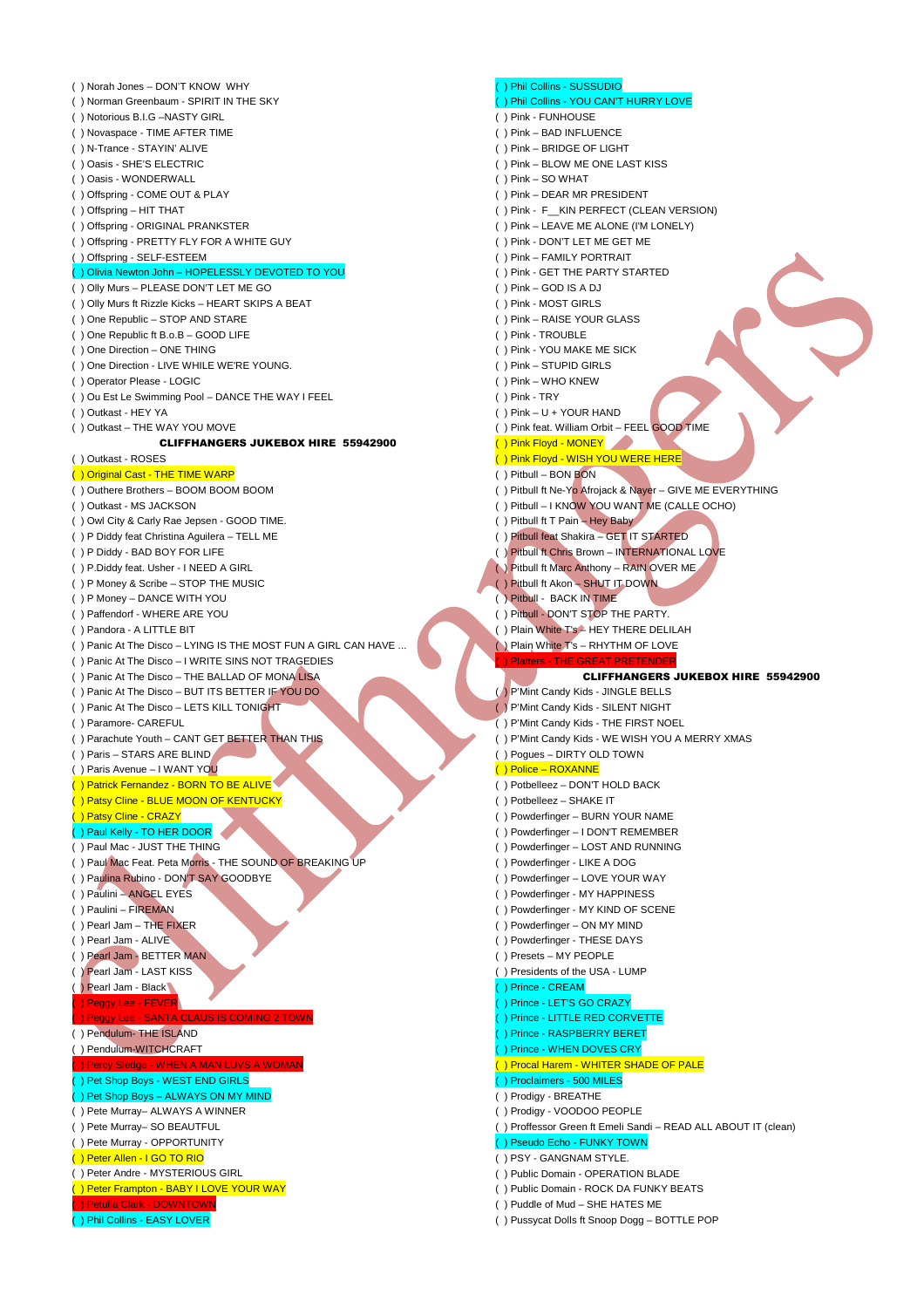( ) Norah Jones – DON'T KNOW  WHY
( ) Norman Greenbaum - SPIRIT IN THE SKY
( ) Notorious B.I.G –NASTY GIRL
( ) Novaspace - TIME AFTER TIME
( ) N-Trance - STAYIN' ALIVE
( ) Oasis - SHE'S ELECTRIC
( ) Oasis - WONDERWALL
( ) Offspring - COME OUT & PLAY
( ) Offspring – HIT THAT
( ) Offspring - ORIGINAL PRANKSTER
( ) Offspring - PRETTY FLY FOR A WHITE GUY
( ) Offspring - SELF-ESTEEM
( ) Olivia Newton John – HOPELESSLY DEVOTED TO YOU
( ) Olly Murs – PLEASE DON'T LET ME GO
( ) Olly Murs ft Rizzle Kicks – HEART SKIPS A BEAT
( ) One Republic – STOP AND STARE
( ) One Republic ft B.o.B – GOOD LIFE
( ) One Direction – ONE THING
( ) One Direction – LIVE WHILE WE'RE YOUNG.
( ) Operator Please - LOGIC
( ) Ou Est Le Swimming Pool – DANCE THE WAY I FEEL
( ) Outkast - HEY YA
( ) Outkast – THE WAY YOU MOVE

**CLIFFHANGERS JUKEBOX HIRE  55942900**

( ) Outkast - ROSES
( ) Original Cast - THE TIME WARP
( ) Outhere Brothers – BOOM BOOM BOOM
( ) Outkast - MS JACKSON
( ) Owl City & Carly Rae Jepsen - GOOD TIME.
( ) P Diddy feat Christina Aguilera – TELL ME
( ) P Diddy - BAD BOY FOR LIFE
( ) P.Diddy feat. Usher - I NEED A GIRL
( ) P Money & Scribe – STOP THE MUSIC
( ) P Money – DANCE WITH YOU
( ) Paffendorf - WHERE ARE YOU
( ) Pandora - A LITTLE BIT
( ) Panic At The Disco – LYING IS THE MOST FUN A GIRL CAN HAVE ...
( ) Panic At The Disco – I WRITE SINS NOT TRAGEDIES
( ) Panic At The Disco – THE BALLAD OF MONA LISA
( ) Panic At The Disco – BUT ITS BETTER IF YOU DO
( ) Panic At The Disco – LETS KILL TONIGHT
( ) Paramore- CAREFUL
( ) Parachute Youth – CANT GET BETTER THAN THIS
( ) Paris – STARS ARE BLIND
( ) Paris Avenue – I WANT YOU
( ) Patrick Fernandez - BORN TO BE ALIVE
( ) Patsy Cline - BLUE MOON OF KENTUCKY
( ) Patsy Cline - CRAZY
( ) Paul Kelly - TO HER DOOR
( ) Paul Mac - JUST THE THING
( ) Paul Mac Feat. Peta Morris - THE SOUND OF BREAKING UP
( ) Paulina Rubino - DON'T SAY GOODBYE
( ) Paulini – ANGEL EYES
( ) Paulini – FIREMAN
( ) Pearl Jam – THE FIXER
( ) Pearl Jam - ALIVE
( ) Pearl Jam - BETTER MAN
( ) Pearl Jam - LAST KISS
( ) Pearl Jam - Black
( ) Peggy Lee - FEVER
( ) Peggy Lee - SANTA CLAUS IS COMING 2 TOWN
( ) Pendulum- THE ISLAND
( ) Pendulum-WITCHCRAFT
( ) Percy Sledge - WHEN A MAN LUVS A WOMAN
( ) Pet Shop Boys - WEST END GIRLS
( ) Pet Shop Boys – ALWAYS ON MY MIND
( ) Pete Murray– ALWAYS A WINNER
( ) Pete Murray– SO BEAUTFUL
( ) Pete Murray - OPPORTUNITY
( ) Peter Allen - I GO TO RIO
( ) Peter Andre - MYSTERIOUS GIRL
( ) Peter Frampton - BABY I LOVE YOUR WAY
( ) Petula Clark - DOWNTOWN
( ) Phil Collins - EASY LOVER
( ) Phil Collins - SUSSUDIO
( ) Phil Collins - YOU CAN'T HURRY LOVE
( ) Pink - FUNHOUSE
( ) Pink – BAD INFLUENCE
( ) Pink – BRIDGE OF LIGHT
( ) Pink – BLOW ME ONE LAST KISS
( ) Pink – SO WHAT
( ) Pink – DEAR MR PRESIDENT
( ) Pink -  F__KIN PERFECT (CLEAN VERSION)
( ) Pink – LEAVE ME ALONE (I'M LONELY)
( ) Pink - DON'T LET ME GET ME
( ) Pink - FAMILY PORTRAIT
( ) Pink - GET THE PARTY STARTED
( ) Pink – GOD IS A DJ
( ) Pink - MOST GIRLS
( ) Pink – RAISE YOUR GLASS
( ) Pink - TROUBLE
( ) Pink - YOU MAKE ME SICK
( ) Pink – STUPID GIRLS
( ) Pink – WHO KNEW
( ) Pink - TRY
( ) Pink – U + YOUR HAND
( ) Pink feat. William Orbit – FEEL GOOD TIME
( ) Pink Floyd - MONEY
( ) Pink Floyd - WISH YOU WERE HERE
( ) Pitbull – BON BON
( ) Pitbull ft Ne-Yo Afrojack & Nayer – GIVE ME EVERYTHING
( ) Pitbull – I KNOW YOU WANT ME (CALLE OCHO)
( ) Pitbull ft T Pain – Hey Baby
( ) Pitbull feat Shakira – GET IT STARTED
( ) Pitbull ft Chris Brown – INTERNATIONAL LOVE
( ) Pitbull ft Marc Anthony – RAIN OVER ME
( ) Pitbull ft Akon – SHUT IT DOWN
( ) Pitbull -  BACK IN TIME
( ) Pitbull - DON'T STOP THE PARTY.
( ) Plain White T's – HEY THERE DELILAH
( ) Plain White T's – RHYTHM OF LOVE
( ) Platters - THE GREAT PRETENDER

**CLIFFHANGERS JUKEBOX HIRE  55942900**

( ) P'Mint Candy Kids - JINGLE BELLS
( ) P'Mint Candy Kids - SILENT NIGHT
( ) P'Mint Candy Kids - THE FIRST NOEL
( ) P'Mint Candy Kids - WE WISH YOU A MERRY XMAS
( ) Pogues – DIRTY OLD TOWN
( ) Police – ROXANNE
( ) Potbelleez – DON'T HOLD BACK
( ) Potbelleez – SHAKE IT
( ) Powderfinger – BURN YOUR NAME
( ) Powderfinger – I DON'T REMEMBER
( ) Powderfinger – LOST AND RUNNING
( ) Powderfinger - LIKE A DOG
( ) Powderfinger - LOVE YOUR WAY
( ) Powderfinger - MY HAPPINESS
( ) Powderfinger - MY KIND OF SCENE
( ) Powderfinger – ON MY MIND
( ) Powderfinger - THESE DAYS
( ) Presets – MY PEOPLE
( ) Presidents of the USA - LUMP
( ) Prince - CREAM
( ) Prince - LET'S GO CRAZY
( ) Prince - LITTLE RED CORVETTE
( ) Prince - RASPBERRY BERET
( ) Prince - WHEN DOVES CRY
( ) Procal Harem - WHITER SHADE OF PALE
( ) Proclaimers - 500 MILES
( ) Prodigy - BREATHE
( ) Prodigy - VOODOO PEOPLE
( ) Proffessor Green ft Emeli Sandi – READ ALL ABOUT IT (clean)
( ) Pseudo Echo - FUNKY TOWN
( ) PSY - GANGNAM STYLE.
( ) Public Domain - OPERATION BLADE
( ) Public Domain - ROCK DA FUNKY BEATS
( ) Puddle of Mud – SHE HATES ME
( ) Pussycat Dolls ft Snoop Dogg – BOTTLE POP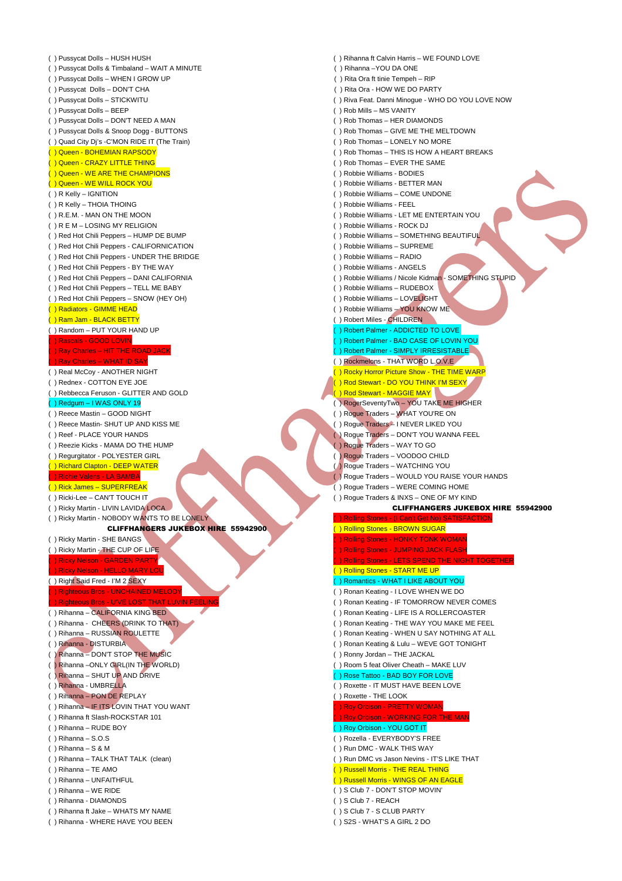( ) Pussycat Dolls – HUSH HUSH
( ) Pussycat Dolls & Timbaland – WAIT A MINUTE
( ) Pussycat Dolls – WHEN I GROW UP
( ) Pussycat Dolls – DON'T CHA
( ) Pussycat Dolls – STICKWITU
( ) Pussycat Dolls – BEEP
( ) Pussycat Dolls – DON'T NEED A MAN
( ) Pussycat Dolls & Snoop Dogg - BUTTONS
( ) Quad City Dj's -C'MON RIDE IT (The Train)
( ) Queen - BOHEMIAN RAPSODY
( ) Queen - CRAZY LITTLE THING
( ) Queen - WE ARE THE CHAMPIONS
( ) Queen - WE WILL ROCK YOU
( ) R Kelly – IGNITION
( ) R Kelly – THOIA THOING
( ) R.E.M. - MAN ON THE MOON
( ) R E M – LOSING MY RELIGION
( ) Red Hot Chili Peppers – HUMP DE BUMP
( ) Red Hot Chili Peppers - CALIFORNICATION
( ) Red Hot Chili Peppers - UNDER THE BRIDGE
( ) Red Hot Chili Peppers - BY THE WAY
( ) Red Hot Chili Peppers – DANI CALIFORNIA
( ) Red Hot Chili Peppers – TELL ME BABY
( ) Red Hot Chili Peppers – SNOW (HEY OH)
( ) Radiators - GIMME HEAD
( ) Ram Jam - BLACK BETTY
( ) Random – PUT YOUR HAND UP
( ) Rascals - GOOD LOVIN
( ) Ray Charles – HIT THE ROAD JACK
( ) Ray Charles – WHAT ID SAY
( ) Real McCoy - ANOTHER NIGHT
( ) Rednex - COTTON EYE JOE
( ) Rebbecca Feruson - GLITTER AND GOLD
( ) Redgum – I WAS ONLY 19
( ) Reece Mastin – GOOD NIGHT
( ) Reece Mastin- SHUT UP AND KISS ME
( ) Reef - PLACE YOUR HANDS
( ) Reezie Kicks - MAMA DO THE HUMP
( ) Regurgitator - POLYESTER GIRL
( ) Richard Clapton - DEEP WATER
( ) Richie Valens - LA BAMBA
( ) Rick James – SUPERFREAK
( ) Ricki-Lee – CAN'T TOUCH IT
( ) Ricky Martin - LIVIN LAVIDA LOCA
( ) Ricky Martin - NOBODY WANTS TO BE LONELY

**CLIFFHANGERS JUKEBOX HIRE 55942900**

( ) Ricky Martin - SHE BANGS
( ) Ricky Martin - THE CUP OF LIFE
( ) Ricky Nelson - GARDEN PARTY
( ) Ricky Nelson - HELLO MARY LOU
( ) Right Said Fred - I'M 2 SEXY
( ) Righteous Bros - UNCHAINED MELODY
( ) Righteous Bros - U'VE LOST THAT LUVIN FEELING
( ) Rihanna – CALIFORNIA KING BED
( ) Rihanna - CHEERS (DRINK TO THAT)
( ) Rihanna – RUSSIAN ROULETTE
( ) Rihanna - DISTURBIA
( ) Rihanna – DON'T STOP THE MUSIC
( ) Rihanna –ONLY GIRL(IN THE WORLD)
( ) Rihanna – SHUT UP AND DRIVE
( ) Rihanna - UMBRELLA
( ) Rihanna – PON DE REPLAY
( ) Rihanna – IF ITS LOVIN THAT YOU WANT
( ) Rihanna ft Slash-ROCKSTAR 101
( ) Rihanna – RUDE BOY
( ) Rihanna – S.O.S
( ) Rihanna – S & M
( ) Rihanna – TALK THAT TALK (clean)
( ) Rihanna – TE AMO
( ) Rihanna – UNFAITHFUL
( ) Rihanna – WE RIDE
( ) Rihanna - DIAMONDS
( ) Rihanna ft Jake – WHATS MY NAME
( ) Rihanna - WHERE HAVE YOU BEEN
( ) Rihanna ft Calvin Harris – WE FOUND LOVE
( ) Rihanna –YOU DA ONE
( ) Rita Ora ft tinie Tempeh – RIP
( ) Rita Ora - HOW WE DO PARTY
( ) Riva Feat. Danni Minogue - WHO DO YOU LOVE NOW
( ) Rob Mills – MS VANITY
( ) Rob Thomas – HER DIAMONDS
( ) Rob Thomas – GIVE ME THE MELTDOWN
( ) Rob Thomas – LONELY NO MORE
( ) Rob Thomas – THIS IS HOW A HEART BREAKS
( ) Rob Thomas – EVER THE SAME
( ) Robbie Williams - BODIES
( ) Robbie Williams - BETTER MAN
( ) Robbie Williams – COME UNDONE
( ) Robbie Williams - FEEL
( ) Robbie Williams - LET ME ENTERTAIN YOU
( ) Robbie Williams - ROCK DJ
( ) Robbie Williams - SOMETHING BEAUTIFUL
( ) Robbie Williams - SUPREME
( ) Robbie Williams – RADIO
( ) Robbie Williams - ANGELS
( ) Robbie Williams / Nicole Kidman - SOMETHING STUPID
( ) Robbie Williams – RUDEBOX
( ) Robbie Williams – LOVELIGHT
( ) Robbie Williams – YOU KNOW ME
( ) Robert Miles - CHILDREN
( ) Robert Palmer - ADDICTED TO LOVE
( ) Robert Palmer - BAD CASE OF LOVIN YOU
( ) Robert Palmer - SIMPLY IRRESISTABLE
( ) Rockmelons - THAT WORD L.O.V.E
( ) Rocky Horror Picture Show - THE TIME WARP
( ) Rod Stewart - DO YOU THINK I'M SEXY
( ) Rod Stewart - MAGGIE MAY
( ) RogerSeventyTwo – YOU TAKE ME HIGHER
( ) Rogue Traders – WHAT YOU'RE ON
( ) Rogue Traders – I NEVER LIKED YOU
( ) Rogue Traders – DON'T YOU WANNA FEEL
( ) Rogue Traders – WAY TO GO
( ) Rogue Traders – VOODOO CHILD
( ) Rogue Traders – WATCHING YOU
( ) Rogue Traders – WOULD YOU RAISE YOUR HANDS
( ) Rogue Traders – WERE COMING HOME
( ) Rogue Traders & INXS – ONE OF MY KIND

**CLIFFHANGERS JUKEBOX HIRE 55942900**

( ) Rolling Stones - (I Can't Get No) SATISFACTION
( ) Rolling Stones - BROWN SUGAR
( ) Rolling Stones - HONKY TONK WOMAN
( ) Rolling Stones - JUMPING JACK FLASH
( ) Rolling Stones - LETS SPEND THE NIGHT TOGETHER
( ) Rolling Stones - START ME UP
( ) Romantics - WHAT I LIKE ABOUT YOU
( ) Ronan Keating - I LOVE WHEN WE DO
( ) Ronan Keating - IF TOMORROW NEVER COMES
( ) Ronan Keating - LIFE IS A ROLLERCOASTER
( ) Ronan Keating - THE WAY YOU MAKE ME FEEL
( ) Ronan Keating - WHEN U SAY NOTHING AT ALL
( ) Ronan Keating & Lulu – WEVE GOT TONIGHT
( ) Ronny Jordan – THE JACKAL
( ) Room 5 feat Oliver Cheath – MAKE LUV
( ) Rose Tattoo - BAD BOY FOR LOVE
( ) Roxette - IT MUST HAVE BEEN LOVE
( ) Roxette - THE LOOK
( ) Roy Orbison - PRETTY WOMAN
( ) Roy Orbison - WORKING FOR THE MAN
( ) Roy Orbison - YOU GOT IT
( ) Rozella - EVERYBODY'S FREE
( ) Run DMC - WALK THIS WAY
( ) Run DMC vs Jason Nevins - IT'S LIKE THAT
( ) Russell Morris - THE REAL THING
( ) Russell Morris - WINGS OF AN EAGLE
( ) S Club 7 - DON'T STOP MOVIN'
( ) S Club 7 - REACH
( ) S Club 7 - S CLUB PARTY
( ) S2S - WHAT'S A GIRL 2 DO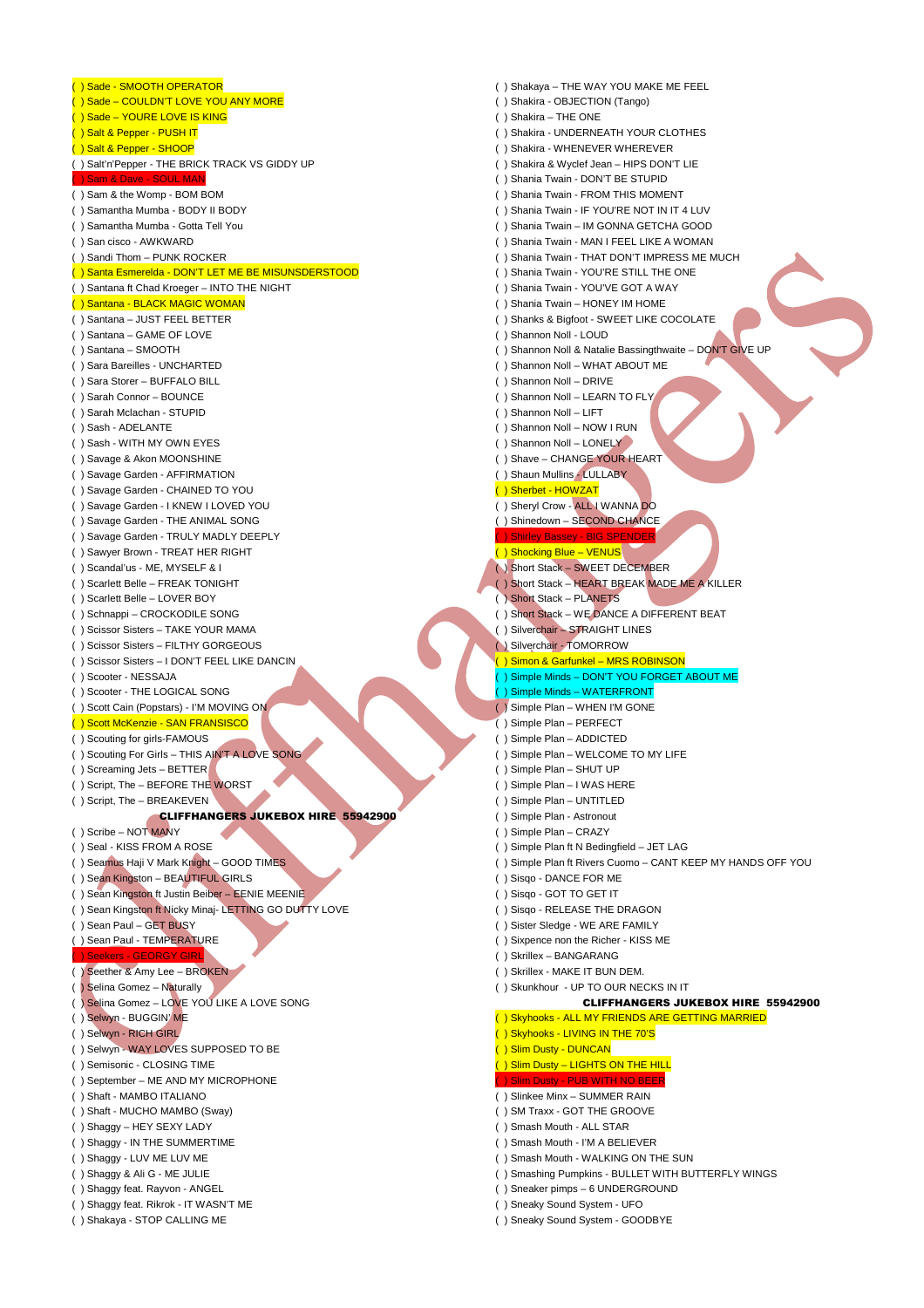( ) Sade - SMOOTH OPERATOR
( ) Sade – COULDN'T LOVE YOU ANY MORE
( ) Sade – YOURE LOVE IS KING
( ) Salt & Pepper - PUSH IT
( ) Salt & Pepper - SHOOP
( ) Salt'n'Pepper - THE BRICK TRACK VS GIDDY UP
( ) Sam & Dave - SOUL MAN
( ) Sam & the Womp - BOM BOM
( ) Samantha Mumba - BODY II BODY
( ) Samantha Mumba - Gotta Tell You
( ) San cisco - AWKWARD
( ) Sandi Thom – PUNK ROCKER
( ) Santa Esmerelda - DON'T LET ME BE MISUNSDERSTOOD
( ) Santana ft Chad Kroeger – INTO THE NIGHT
( ) Santana - BLACK MAGIC WOMAN
( ) Santana – JUST FEEL BETTER
( ) Santana – GAME OF LOVE
( ) Santana – SMOOTH
( ) Sara Bareilles - UNCHARTED
( ) Sara Storer – BUFFALO BILL
( ) Sarah Connor – BOUNCE
( ) Sarah Mclachan - STUPID
( ) Sash - ADELANTE
( ) Sash - WITH MY OWN EYES
( ) Savage & Akon MOONSHINE
( ) Savage Garden - AFFIRMATION
( ) Savage Garden - CHAINED TO YOU
( ) Savage Garden - I KNEW I LOVED YOU
( ) Savage Garden - THE ANIMAL SONG
( ) Savage Garden - TRULY MADLY DEEPLY
( ) Sawyer Brown - TREAT HER RIGHT
( ) Scandal'us - ME, MYSELF & I
( ) Scarlett Belle – FREAK TONIGHT
( ) Scarlett Belle – LOVER BOY
( ) Schnappi – CROCKODILE SONG
( ) Scissor Sisters – TAKE YOUR MAMA
( ) Scissor Sisters – FILTHY GORGEOUS
( ) Scissor Sisters – I DON'T FEEL LIKE DANCIN
( ) Scooter - NESSAJA
( ) Scooter - THE LOGICAL SONG
( ) Scott Cain (Popstars) - I'M MOVING ON
( ) Scott McKenzie - SAN FRANSISCO
( ) Scouting for girls-FAMOUS
( ) Scouting For Girls – THIS AIN'T A LOVE SONG
( ) Screaming Jets – BETTER
( ) Script, The – BEFORE THE WORST
( ) Script, The – BREAKEVEN

**CLIFFHANGERS JUKEBOX HIRE 55942900**

( ) Scribe – NOT MANY
( ) Seal - KISS FROM A ROSE
( ) Seamus Haji V Mark Knight – GOOD TIMES
( ) Sean Kingston – BEAUTIFUL GIRLS
( ) Sean Kingston ft Justin Beiber – EENIE MEENIE
( ) Sean Kingston ft Nicky Minaj- LETTING GO DUTTY LOVE
( ) Sean Paul – GET BUSY
( ) Sean Paul - TEMPERATURE
( ) Seekers - GEORGY GIRL
( ) Seether & Amy Lee – BROKEN
( ) Selina Gomez – Naturally
( ) Selina Gomez – LOVE YOU LIKE A LOVE SONG
( ) Selwyn - BUGGIN' ME
( ) Selwyn - RICH GIRL
( ) Selwyn - WAY LOVES SUPPOSED TO BE
( ) Semisonic - CLOSING TIME
( ) September – ME AND MY MICROPHONE
( ) Shaft - MAMBO ITALIANO
( ) Shaft - MUCHO MAMBO (Sway)
( ) Shaggy – HEY SEXY LADY
( ) Shaggy - IN THE SUMMERTIME
( ) Shaggy - LUV ME LUV ME
( ) Shaggy & Ali G - ME JULIE
( ) Shaggy feat. Rayvon - ANGEL
( ) Shaggy feat. Rikrok - IT WASN'T ME
( ) Shakaya - STOP CALLING ME
( ) Shakaya – THE WAY YOU MAKE ME FEEL
( ) Shakira - OBJECTION (Tango)
( ) Shakira – THE ONE
( ) Shakira - UNDERNEATH YOUR CLOTHES
( ) Shakira - WHENEVER WHEREVER
( ) Shakira & Wyclef Jean – HIPS DON'T LIE
( ) Shania Twain - DON'T BE STUPID
( ) Shania Twain - FROM THIS MOMENT
( ) Shania Twain - IF YOU'RE NOT IN IT 4 LUV
( ) Shania Twain – IM GONNA GETCHA GOOD
( ) Shania Twain - MAN I FEEL LIKE A WOMAN
( ) Shania Twain - THAT DON'T IMPRESS ME MUCH
( ) Shania Twain - YOU'RE STILL THE ONE
( ) Shania Twain - YOU'VE GOT A WAY
( ) Shania Twain – HONEY IM HOME
( ) Shanks & Bigfoot - SWEET LIKE COCOLATE
( ) Shannon Noll - LOUD
( ) Shannon Noll & Natalie Bassingthwaite – DON'T GIVE UP
( ) Shannon Noll – WHAT ABOUT ME
( ) Shannon Noll – DRIVE
( ) Shannon Noll – LEARN TO FLY
( ) Shannon Noll – LIFT
( ) Shannon Noll – NOW I RUN
( ) Shannon Noll – LONELY
( ) Shave – CHANGE YOUR HEART
( ) Shaun Mullins - LULLABY
( ) Sherbet - HOWZAT
( ) Sheryl Crow - ALL I WANNA DO
( ) Shinedown – SECOND CHANCE
( ) Shirley Bassey - BIG SPENDER
( ) Shocking Blue – VENUS
( ) Short Stack – SWEET DECEMBER
( ) Short Stack – HEART BREAK MADE ME A KILLER
( ) Short Stack – PLANETS
( ) Short Stack – WE DANCE A DIFFERENT BEAT
( ) Silverchair – STRAIGHT LINES
( ) Silverchair - TOMORROW
( ) Simon & Garfunkel – MRS ROBINSON
( ) Simple Minds – DON'T YOU FORGET ABOUT ME
( ) Simple Minds – WATERFRONT
( ) Simple Plan – WHEN I'M GONE
( ) Simple Plan – PERFECT
( ) Simple Plan – ADDICTED
( ) Simple Plan – WELCOME TO MY LIFE
( ) Simple Plan – SHUT UP
( ) Simple Plan – I WAS HERE
( ) Simple Plan – UNTITLED
( ) Simple Plan - Astronout
( ) Simple Plan – CRAZY
( ) Simple Plan ft N Bedingfield – JET LAG
( ) Simple Plan ft Rivers Cuomo – CANT KEEP MY HANDS OFF YOU
( ) Sisqo - DANCE FOR ME
( ) Sisqo - GOT TO GET IT
( ) Sisqo - RELEASE THE DRAGON
( ) Sister Sledge - WE ARE FAMILY
( ) Sixpence non the Richer - KISS ME
( ) Skrillex - BANGARANG
( ) Skrillex - MAKE IT BUN DEM.
( ) Skunkhour - UP TO OUR NECKS IN IT

**CLIFFHANGERS JUKEBOX HIRE 55942900**

( ) Skyhooks - ALL MY FRIENDS ARE GETTING MARRIED
( ) Skyhooks - LIVING IN THE 70'S
( ) Slim Dusty - DUNCAN
( ) Slim Dusty – LIGHTS ON THE HILL
( ) Slim Dusty - PUB WITH NO BEER
( ) Slinkee Minx – SUMMER RAIN
( ) SM Traxx - GOT THE GROOVE
( ) Smash Mouth - ALL STAR
( ) Smash Mouth - I'M A BELIEVER
( ) Smash Mouth - WALKING ON THE SUN
( ) Smashing Pumpkins - BULLET WITH BUTTERFLY WINGS
( ) Sneaker pimps – 6 UNDERGROUND
( ) Sneaky Sound System - UFO
( ) Sneaky Sound System - GOODBYE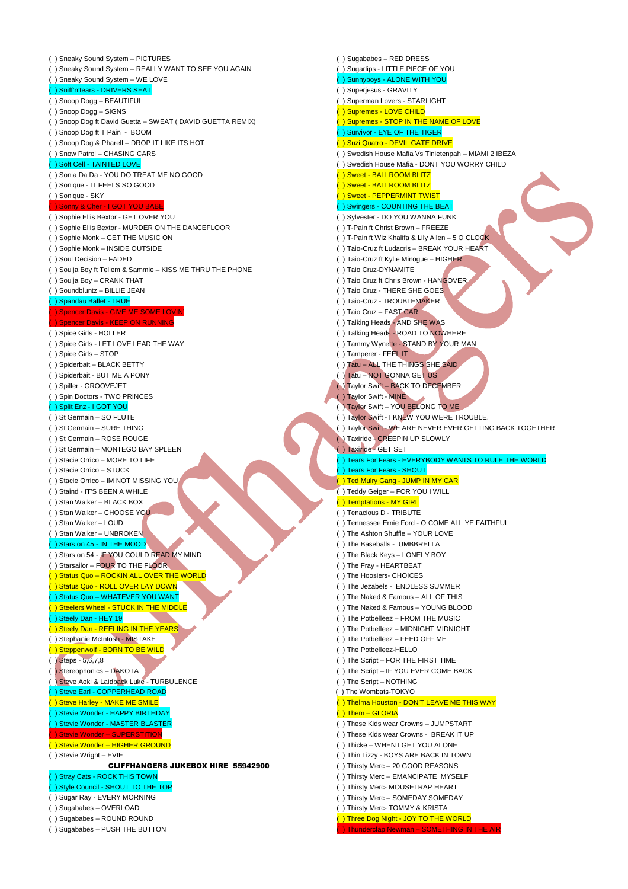( ) Sneaky Sound System – PICTURES
( ) Sneaky Sound System – REALLY WANT TO SEE YOU AGAIN
( ) Sneaky Sound System – WE LOVE
( ) Sniff'n'tears - DRIVERS SEAT
( ) Snoop Dogg – BEAUTIFUL
( ) Snoop Dogg – SIGNS
( ) Snoop Dog ft David Guetta – SWEAT ( DAVID GUETTA REMIX)
( ) Snoop Dog ft T Pain - BOOM
( ) Snoop Dog & Pharell – DROP IT LIKE ITS HOT
( ) Snow Patrol – CHASING CARS
( ) Soft Cell - TAINTED LOVE
( ) Sonia Da Da - YOU DO TREAT ME NO GOOD
( ) Sonique - IT FEELS SO GOOD
( ) Sonique - SKY
( ) Sonny & Cher - I GOT YOU BABE
( ) Sophie Ellis Bextor - GET OVER YOU
( ) Sophie Ellis Bextor - MURDER ON THE DANCEFLOOR
( ) Sophie Monk – GET THE MUSIC ON
( ) Sophie Monk – INSIDE OUTSIDE
( ) Soul Decision – FADED
( ) Soulja Boy ft Tellem & Sammie – KISS ME THRU THE PHONE
( ) Soulja Boy – CRANK THAT
( ) Soundbluntz – BILLIE JEAN
( ) Spandau Ballet - TRUE
( ) Spencer Davis - GIVE ME SOME LOVIN
( ) Spencer Davis - KEEP ON RUNNING
( ) Spice Girls - HOLLER
( ) Spice Girls - LET LOVE LEAD THE WAY
( ) Spice Girls – STOP
( ) Spiderbait – BLACK BETTY
( ) Spiderbait - BUT ME A PONY
( ) Spiller - GROOVEJET
( ) Spin Doctors - TWO PRINCES
( ) Split Enz - I GOT YOU
( ) St Germain – SO FLUTE
( ) St Germain – SURE THING
( ) St Germain – ROSE ROUGE
( ) St Germain – MONTEGO BAY SPLEEN
( ) Stacie Orrico – MORE TO LIFE
( ) Stacie Orrico – STUCK
( ) Stacie Orrico – IM NOT MISSING YOU
( ) Staind - IT'S BEEN A WHILE
( ) Stan Walker – BLACK BOX
( ) Stan Walker – CHOOSE YOU
( ) Stan Walker – LOUD
( ) Stan Walker – UNBROKEN
( ) Stars on 45 - IN THE MOOD
( ) Stars on 54 - IF YOU COULD READ MY MIND
( ) Starsailor – FOUR TO THE FLOOR
( ) Status Quo – ROCKIN ALL OVER THE WORLD
( ) Status Quo - ROLL OVER LAY DOWN
( ) Status Quo – WHATEVER YOU WANT
( ) Steelers Wheel - STUCK IN THE MIDDLE
( ) Steely Dan - HEY 19
( ) Steely Dan - REELING IN THE YEARS
( ) Stephanie McIntosh - MISTAKE
( ) Steppenwolf - BORN TO BE WILD
( ) Steps - 5,6,7,8
( ) Stereophonics – DAKOTA
( ) Steve Aoki & Laidback Luke - TURBULENCE
( ) Steve Earl - COPPERHEAD ROAD
( ) Steve Harley - MAKE ME SMILE
( ) Stevie Wonder - HAPPY BIRTHDAY
( ) Stevie Wonder - MASTER BLASTER
( ) Stevie Wonder – SUPERSTITION
( ) Stevie Wonder – HIGHER GROUND
( ) Stevie Wright – EVIE

**CLIFFHANGERS JUKEBOX HIRE 55942900**

( ) Stray Cats - ROCK THIS TOWN
( ) Style Council - SHOUT TO THE TOP
( ) Sugar Ray - EVERY MORNING
( ) Sugababes – OVERLOAD
( ) Sugababes – ROUND ROUND
( ) Sugababes – PUSH THE BUTTON
( ) Sugababes – RED DRESS
( ) Sugarlips - LITTLE PIECE OF YOU
( ) Sunnyboys - ALONE WITH YOU
( ) Superjesus - GRAVITY
( ) Superman Lovers - STARLIGHT
( ) Supremes - LOVE CHILD
( ) Supremes - STOP IN THE NAME OF LOVE
( ) Survivor - EYE OF THE TIGER
( ) Suzi Quatro - DEVIL GATE DRIVE
( ) Swedish House Mafia Vs Tinietenpah – MIAMI 2 IBEZA
( ) Swedish House Mafia - DONT YOU WORRY CHILD
( ) Sweet - BALLROOM BLITZ
( ) Sweet - BALLROOM BLITZ
( ) Sweet - PEPPERMINT TWIST
( ) Swingers - COUNTING THE BEAT
( ) Sylvester - DO YOU WANNA FUNK
( ) T-Pain ft Christ Brown – FREEZE
( ) T-Pain ft Wiz Khalifa & Lily Allen – 5 O CLOCK
( ) Taio-Cruz ft Ludacris – BREAK YOUR HEART
( ) Taio-Cruz ft Kylie Minogue – HIGHER
( ) Taio Cruz-DYNAMITE
( ) Taio Cruz ft Chris Brown - HANGOVER
( ) Taio Cruz - THERE SHE GOES
( ) Taio-Cruz - TROUBLEMAKER
( ) Taio Cruz – FAST CAR
( ) Talking Heads - AND SHE WAS
( ) Talking Heads - ROAD TO NOWHERE
( ) Tammy Wynette - STAND BY YOUR MAN
( ) Tamperer - FEEL IT
( ) Tatu – ALL THE THINGS SHE SAID
( ) Tatu – NOT GONNA GET US
( ) Taylor Swift – BACK TO DECEMBER
( ) Taylor Swift - MINE
( ) Taylor Swift – YOU BELONG TO ME
( ) Taylor Swift - I KNEW YOU WERE TROUBLE.
( ) Taylor Swift - WE ARE NEVER EVER GETTING BACK TOGETHER
( ) Taxiride - CREEPIN UP SLOWLY
( ) Taxiride - GET SET
( ) Tears For Fears - EVERYBODY WANTS TO RULE THE WORLD
( ) Tears For Fears - SHOUT
( ) Ted Mulry Gang - JUMP IN MY CAR
( ) Teddy Geiger – FOR YOU I WILL
( ) Temptations - MY GIRL
( ) Tenacious D - TRIBUTE
( ) Tennessee Ernie Ford - O COME ALL YE FAITHFUL
( ) The Ashton Shuffle – YOUR LOVE
( ) The Baseballs - UMBBRELLA
( ) The Black Keys – LONELY BOY
( ) The Fray - HEARTBEAT
( ) The Hoosiers- CHOICES
( ) The Jezabels - ENDLESS SUMMER
( ) The Naked & Famous – ALL OF THIS
( ) The Naked & Famous – YOUNG BLOOD
( ) The Potbelleez – FROM THE MUSIC
( ) The Potbelleez – MIDNIGHT MIDNIGHT
( ) The Potbelleez – FEED OFF ME
( ) The Potbelleez-HELLO
( ) The Script – FOR THE FIRST TIME
( ) The Script – IF YOU EVER COME BACK
( ) The Script – NOTHING
( ) The Wombats-TOKYO
( ) Thelma Houston - DON'T LEAVE ME THIS WAY
( ) Them – GLORIA
( ) These Kids wear Crowns – JUMPSTART
( ) These Kids wear Crowns - BREAK IT UP
( ) Thicke – WHEN I GET YOU ALONE
( ) Thin Lizzy - BOYS ARE BACK IN TOWN
( ) Thirsty Merc – 20 GOOD REASONS
( ) Thirsty Merc – EMANCIPATE MYSELF
( ) Thirsty Merc- MOUSETRAP HEART
( ) Thirsty Merc – SOMEDAY SOMEDAY
( ) Thirsty Merc- TOMMY & KRISTA
( ) Three Dog Night - JOY TO THE WORLD
( ) Thunderclap Newman – SOMETHING IN THE AIR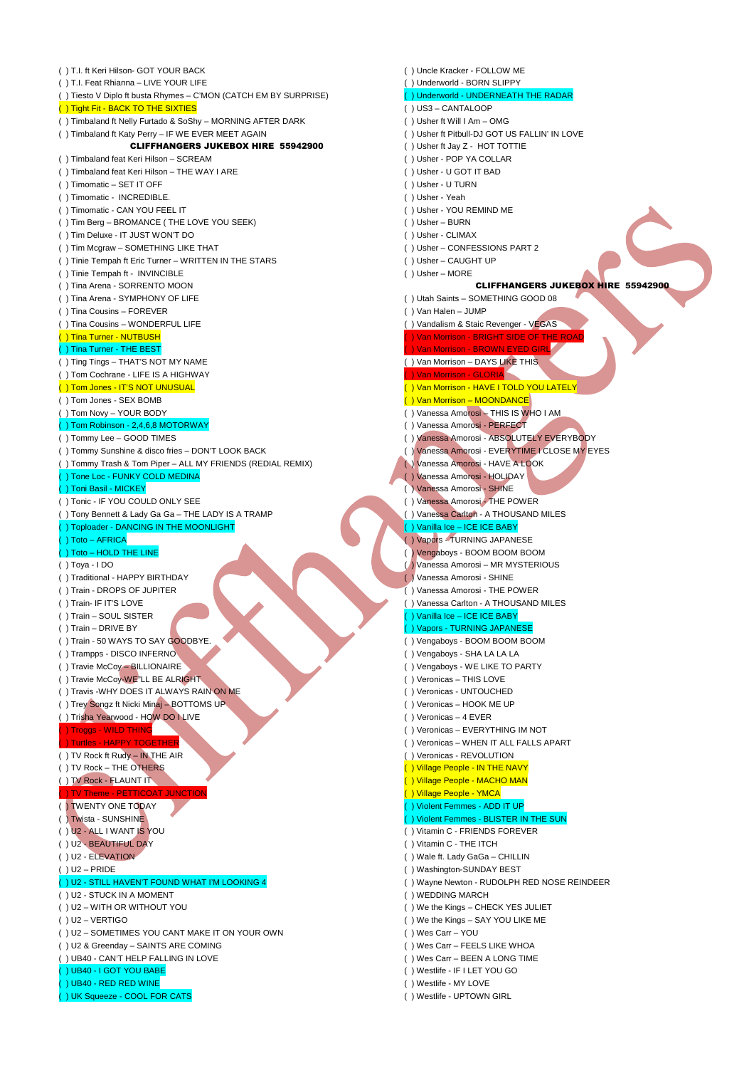( ) T.I. ft Keri Hilson- GOT YOUR BACK
( ) T.I. Feat Rhianna – LIVE YOUR LIFE
( ) Tiesto V Diplo ft busta Rhymes – C'MON (CATCH EM BY SURPRISE)
( ) Tight Fit - BACK TO THE SIXTIES
( ) Timbaland ft Nelly Furtado & SoShy – MORNING AFTER DARK
( ) Timbaland ft Katy Perry – IF WE EVER MEET AGAIN

**CLIFFHANGERS JUKEBOX HIRE 55942900**

( ) Timbaland feat Keri Hilson – SCREAM
( ) Timbaland feat Keri Hilson – THE WAY I ARE
( ) Timomatic – SET IT OFF
( ) Timomatic - INCREDIBLE.
( ) Timomatic - CAN YOU FEEL IT
( ) Tim Berg – BROMANCE ( THE LOVE YOU SEEK)
( ) Tim Deluxe - IT JUST WON'T DO
( ) Tim Mcgraw – SOMETHING LIKE THAT
( ) Tinie Tempah ft Eric Turner – WRITTEN IN THE STARS
( ) Tinie Tempah ft - INVINCIBLE
( ) Tina Arena - SORRENTO MOON
( ) Tina Arena - SYMPHONY OF LIFE
( ) Tina Cousins – FOREVER
( ) Tina Cousins – WONDERFUL LIFE
( ) Tina Turner - NUTBUSH
( ) Tina Turner - THE BEST
( ) Ting Tings – THAT'S NOT MY NAME
( ) Tom Cochrane - LIFE IS A HIGHWAY
( ) Tom Jones - IT'S NOT UNUSUAL
( ) Tom Jones - SEX BOMB
( ) Tom Novy – YOUR BODY
( ) Tom Robinson - 2,4,6,8 MOTORWAY
( ) Tommy Lee – GOOD TIMES
( ) Tommy Sunshine & disco fries – DON'T LOOK BACK
( ) Tommy Trash & Tom Piper – ALL MY FRIENDS (REDIAL REMIX)
( ) Tone Loc - FUNKY COLD MEDINA
( ) Toni Basil - MICKEY
( ) Tonic - IF YOU COULD ONLY SEE
( ) Tony Bennett & Lady Ga Ga – THE LADY IS A TRAMP
( ) Toploader - DANCING IN THE MOONLIGHT
( ) Toto – AFRICA
( ) Toto – HOLD THE LINE
( ) Toya - I DO
( ) Traditional - HAPPY BIRTHDAY
( ) Train - DROPS OF JUPITER
( ) Train- IF IT'S LOVE
( ) Train – SOUL SISTER
( ) Train – DRIVE BY
( ) Train - 50 WAYS TO SAY GOODBYE.
( ) Trampps - DISCO INFERNO
( ) Travie McCoy – BILLIONAIRE
( ) Travie McCoy-WE'LL BE ALRIGHT
( ) Travis -WHY DOES IT ALWAYS RAIN ON ME
( ) Trey Songz ft Nicki Minaj – BOTTOMS UP
( ) Trisha Yearwood - HOW DO I LIVE
( ) Troggs - WILD THING
( ) Turtles - HAPPY TOGETHER
( ) TV Rock ft Rudy – IN THE AIR
( ) TV Rock – THE OTHERS
( ) TV Rock - FLAUNT IT
( ) TV Theme - PETTICOAT JUNCTION
( ) TWENTY ONE TODAY
( ) Twista - SUNSHINE
( ) U2 - ALL I WANT IS YOU
( ) U2 - BEAUTIFUL DAY
( ) U2 - ELEVATION
( ) U2 – PRIDE
( ) U2 - STILL HAVEN'T FOUND WHAT I'M LOOKING 4
( ) U2 - STUCK IN A MOMENT
( ) U2 – WITH OR WITHOUT YOU
( ) U2 – VERTIGO
( ) U2 – SOMETIMES YOU CANT MAKE IT ON YOUR OWN
( ) U2 & Greenday – SAINTS ARE COMING
( ) UB40 - CAN'T HELP FALLING IN LOVE
( ) UB40 - I GOT YOU BABE
( ) UB40 - RED RED WINE
( ) UK Squeeze - COOL FOR CATS
( ) Uncle Kracker - FOLLOW ME
( ) Underworld - BORN SLIPPY
( ) Underworld - UNDERNEATH THE RADAR
( ) US3 – CANTALOOP
( ) Usher ft Will I Am – OMG
( ) Usher ft Pitbull-DJ GOT US FALLIN' IN LOVE
( ) Usher ft Jay Z - HOT TOTTIE
( ) Usher - POP YA COLLAR
( ) Usher - U GOT IT BAD
( ) Usher - U TURN
( ) Usher - Yeah
( ) Usher - YOU REMIND ME
( ) Usher – BURN
( ) Usher - CLIMAX
( ) Usher – CONFESSIONS PART 2
( ) Usher – CAUGHT UP
( ) Usher – MORE

**CLIFFHANGERS JUKEBOX HIRE 55942900**

( ) Utah Saints – SOMETHING GOOD 08
( ) Van Halen – JUMP
( ) Vandalism & Staic Revenger - VEGAS
( ) Van Morrison - BRIGHT SIDE OF THE ROAD
( ) Van Morrison - BROWN EYED GIRL
( ) Van Morrison – DAYS LIKE THIS
( ) Van Morrison - GLORIA
( ) Van Morrison - HAVE I TOLD YOU LATELY
( ) Van Morrison – MOONDANCE
( ) Vanessa Amorosi – THIS IS WHO I AM
( ) Vanessa Amorosi - PERFECT
( ) Vanessa Amorosi - ABSOLUTELY EVERYBODY
( ) Vanessa Amorosi - EVERYTIME I CLOSE MY EYES
( ) Vanessa Amorosi - HAVE A LOOK
( ) Vanessa Amorosi - HOLIDAY
( ) Vanessa Amorosi - SHINE
( ) Vanessa Amorosi - THE POWER
( ) Vanessa Carlton - A THOUSAND MILES
( ) Vanilla Ice – ICE ICE BABY
( ) Vapors - TURNING JAPANESE
( ) Vengaboys - BOOM BOOM BOOM
( ) Vanessa Amorosi – MR MYSTERIOUS
( ) Vanessa Amorosi - SHINE
( ) Vanessa Amorosi - THE POWER
( ) Vanessa Carlton - A THOUSAND MILES
( ) Vanilla Ice – ICE ICE BABY
( ) Vapors - TURNING JAPANESE
( ) Vengaboys - BOOM BOOM BOOM
( ) Vengaboys - SHA LA LA LA
( ) Vengaboys - WE LIKE TO PARTY
( ) Veronicas – THIS LOVE
( ) Veronicas - UNTOUCHED
( ) Veronicas – HOOK ME UP
( ) Veronicas – 4 EVER
( ) Veronicas – EVERYTHING IM NOT
( ) Veronicas – WHEN IT ALL FALLS APART
( ) Veronicas - REVOLUTION
( ) Village People - IN THE NAVY
( ) Village People - MACHO MAN
( ) Village People - YMCA
( ) Violent Femmes - ADD IT UP
( ) Violent Femmes - BLISTER IN THE SUN
( ) Vitamin C - FRIENDS FOREVER
( ) Vitamin C - THE ITCH
( ) Wale ft. Lady GaGa – CHILLIN
( ) Washington-SUNDAY BEST
( ) Wayne Newton - RUDOLPH RED NOSE REINDEER
( ) WEDDING MARCH
( ) We the Kings – CHECK YES JULIET
( ) We the Kings – SAY YOU LIKE ME
( ) Wes Carr – YOU
( ) Wes Carr – FEELS LIKE WHOA
( ) Wes Carr – BEEN A LONG TIME
( ) Westlife - IF I LET YOU GO
( ) Westlife - MY LOVE
( ) Westlife - UPTOWN GIRL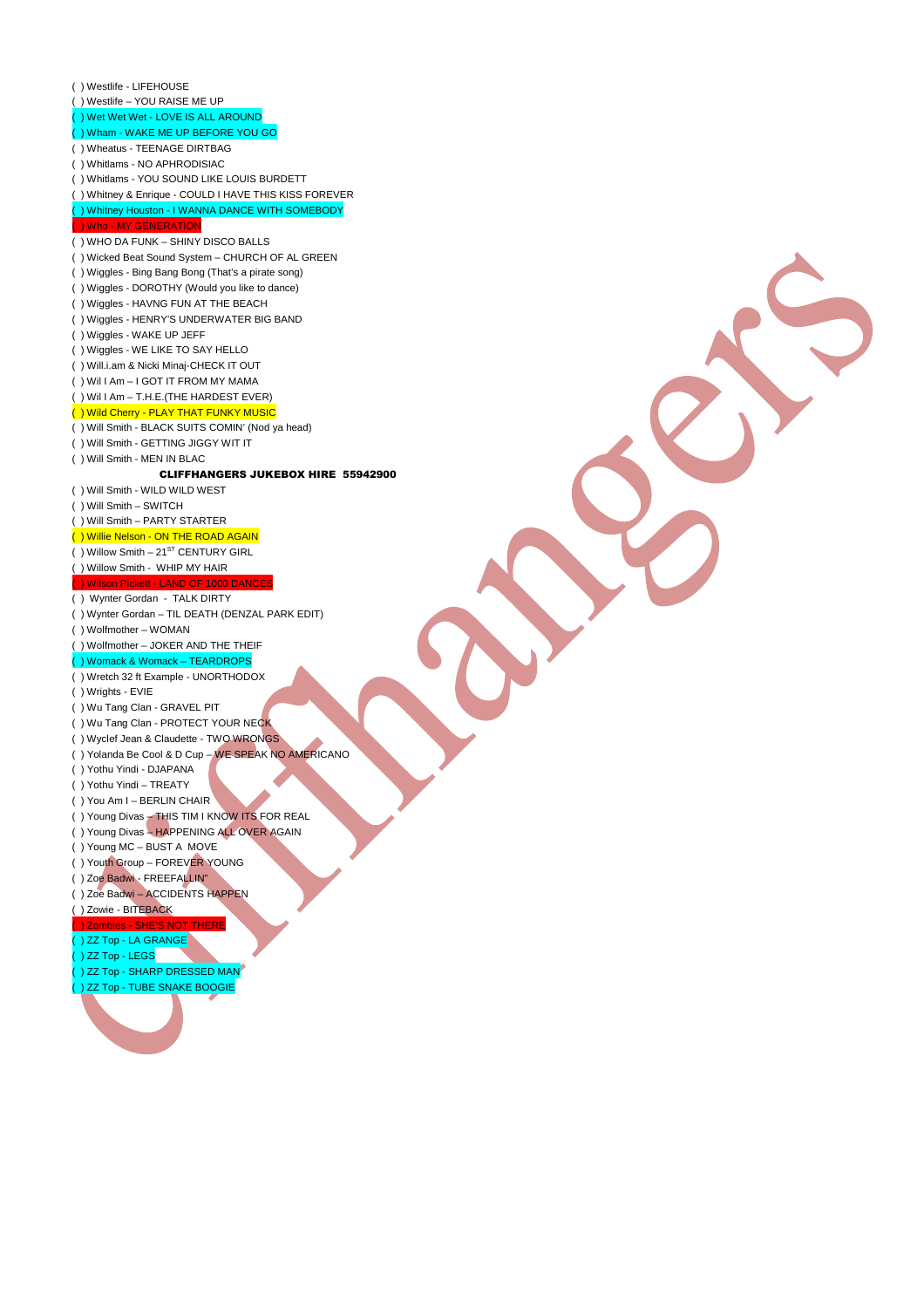( ) Westlife - LIFEHOUSE
( ) Westlife – YOU RAISE ME UP
( ) Wet Wet Wet - LOVE IS ALL AROUND
( ) Wham - WAKE ME UP BEFORE YOU GO
( ) Wheatus - TEENAGE DIRTBAG
( ) Whitlams - NO APHRODISIAC
( ) Whitlams - YOU SOUND LIKE LOUIS BURDETT
( ) Whitney & Enrique - COULD I HAVE THIS KISS FOREVER
( ) Whitney Houston - I WANNA DANCE WITH SOMEBODY
( ) Who - MY GENERATION
( ) WHO DA FUNK – SHINY DISCO BALLS
( ) Wicked Beat Sound System – CHURCH OF AL GREEN
( ) Wiggles - Bing Bang Bong (That's a pirate song)
( ) Wiggles - DOROTHY (Would you like to dance)
( ) Wiggles - HAVNG FUN AT THE BEACH
( ) Wiggles - HENRY'S UNDERWATER BIG BAND
( ) Wiggles - WAKE UP JEFF
( ) Wiggles - WE LIKE TO SAY HELLO
( ) Will.i.am & Nicki Minaj-CHECK IT OUT
( ) Wil I Am – I GOT IT FROM MY MAMA
( ) Wil I Am – T.H.E.(THE HARDEST EVER)
( ) Wild Cherry - PLAY THAT FUNKY MUSIC
( ) Will Smith - BLACK SUITS COMIN' (Nod ya head)
( ) Will Smith - GETTING JIGGY WIT IT
( ) Will Smith - MEN IN BLAC

**CLIFFHANGERS JUKEBOX HIRE 55942900**

( ) Will Smith - WILD WILD WEST
( ) Will Smith – SWITCH
( ) Will Smith – PARTY STARTER
( ) Willie Nelson - ON THE ROAD AGAIN
( ) Willow Smith – 21ST CENTURY GIRL
( ) Willow Smith - WHIP MY HAIR
( ) Wilson Pickett - LAND OF 1000 DANCES
( ) Wynter Gordan - TALK DIRTY
( ) Wynter Gordan – TIL DEATH (DENZAL PARK EDIT)
( ) Wolfmother – WOMAN
( ) Wolfmother – JOKER AND THE THEIF
( ) Womack & Womack – TEARDROPS
( ) Wretch 32 ft Example - UNORTHODOX
( ) Wrights - EVIE
( ) Wu Tang Clan - GRAVEL PIT
( ) Wu Tang Clan - PROTECT YOUR NECK
( ) Wyclef Jean & Claudette - TWO WRONGS
( ) Yolanda Be Cool & D Cup – WE SPEAK NO AMERICANO
( ) Yothu Yindi - DJAPANA
( ) Yothu Yindi – TREATY
( ) You Am I – BERLIN CHAIR
( ) Young Divas – THIS TIM I KNOW ITS FOR REAL
( ) Young Divas – HAPPENING ALL OVER AGAIN
( ) Young MC – BUST A MOVE
( ) Youth Group – FOREVER YOUNG
( ) Zoe Badwi - FREEFALLIN"
( ) Zoe Badwi – ACCIDENTS HAPPEN
( ) Zowie - BITEBACK
( ) Zombies - SHE'S NOT THERE
( ) ZZ Top - LA GRANGE
( ) ZZ Top - LEGS
( ) ZZ Top - SHARP DRESSED MAN
( ) ZZ Top - TUBE SNAKE BOOGIE